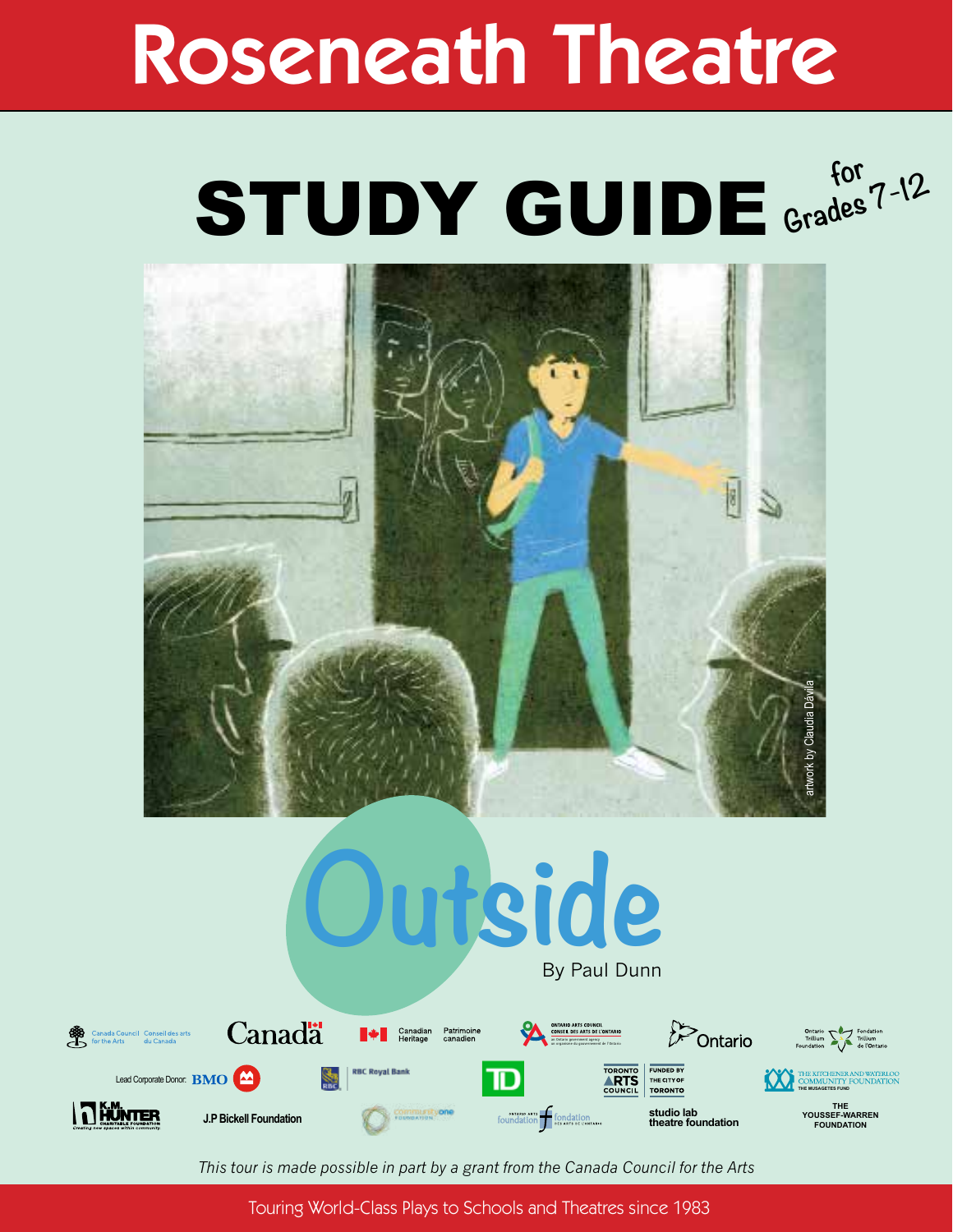# Roseneath Theatre

# STUDY GUIDE for Grades 7-12

artwork by Claudia Dávila

## Outside

By Paul Dunn

Canada Council for the Arts | Conseil des arts du Canada

Canada

Canadian Heritage | Patrimoine canadien

Ontario Arts Council | Conseil des arts de l'Ontario — an Ontario government agency | un organisme du gouvernement de l'Ontario

Ontario

Ontario Trillium Foundation | Fondation Trillium de l'Ontario

Lead Corporate Donor: BMO

RBC Royal Bank

TD

Toronto Arts Council | Funded by the City of Toronto

The Kitchener and Waterloo Community Foundation — The Musagetes Fund

K.M. Hunter Charitable Foundation — Creating new spaces within community

J.P Bickell Foundation

community one foundation

Ontario Arts Foundation | Fondation des arts de l'Ontario

studio lab theatre foundation

The Youssef-Warren Foundation

*This tour is made possible in part by a grant from the Canada Council for the Arts*

Touring World-Class Plays to Schools and Theatres since 1983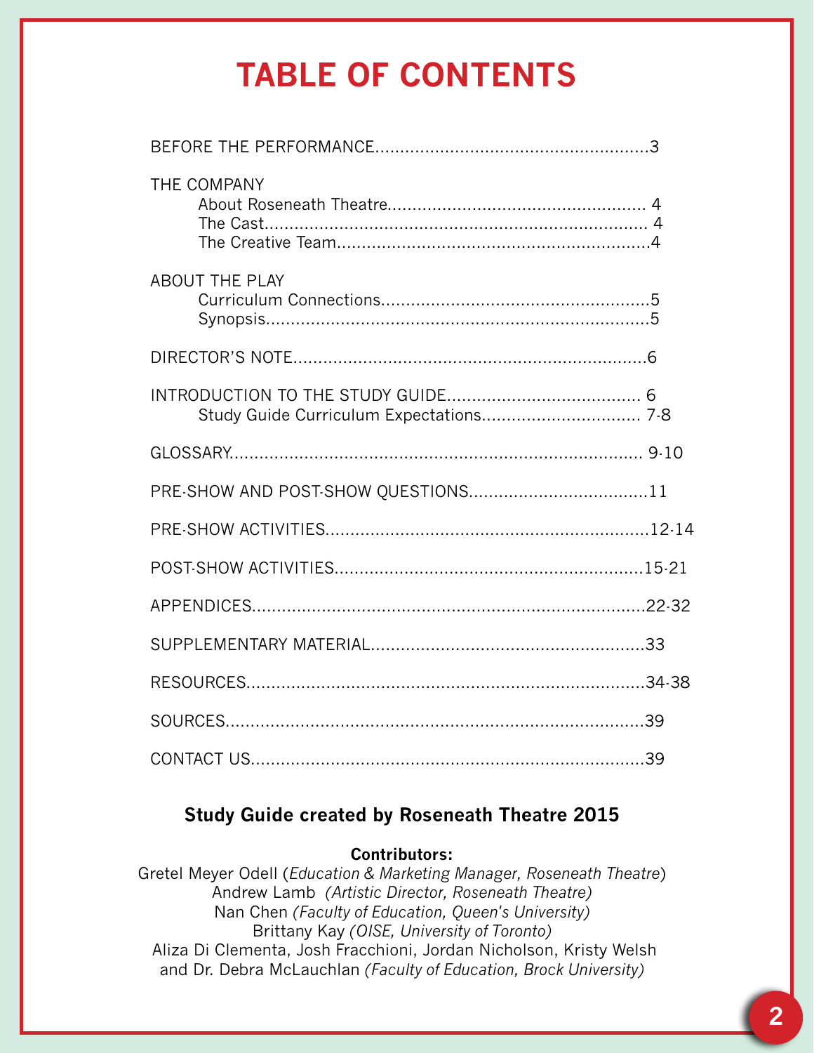# TABLE OF CONTENTS

BEFORE THE PERFORMANCE......................................................3

THE COMPANY
- About Roseneath Theatre.................................................... 4
- The Cast............................................................................ 4
- The Creative Team..............................................................4

ABOUT THE PLAY
- Curriculum Connections.....................................................5
- Synopsis............................................................................5

DIRECTOR'S NOTE......................................................................6

INTRODUCTION TO THE STUDY GUIDE...................................... 6
- Study Guide Curriculum Expectations................................ 7-8

GLOSSARY.................................................................................. 9-10

PRE-SHOW AND POST-SHOW QUESTIONS...................................11

PRE-SHOW ACTIVITIES................................................................12-14

POST-SHOW ACTIVITIES.............................................................15-21

APPENDICES..............................................................................22-32

SUPPLEMENTARY MATERIAL......................................................33

RESOURCES..............................................................................34-38

SOURCES..................................................................................39

CONTACT US.............................................................................39

**Study Guide created by Roseneath Theatre 2015**

**Contributors:**

Gretel Meyer Odell (*Education & Marketing Manager, Roseneath Theatre*)
Andrew Lamb *(Artistic Director, Roseneath Theatre)*
Nan Chen *(Faculty of Education, Queen's University)*
Brittany Kay *(OISE, University of Toronto)*
Aliza Di Clementa, Josh Fracchioni, Jordan Nicholson, Kristy Welsh and Dr. Debra McLauchlan *(Faculty of Education, Brock University)*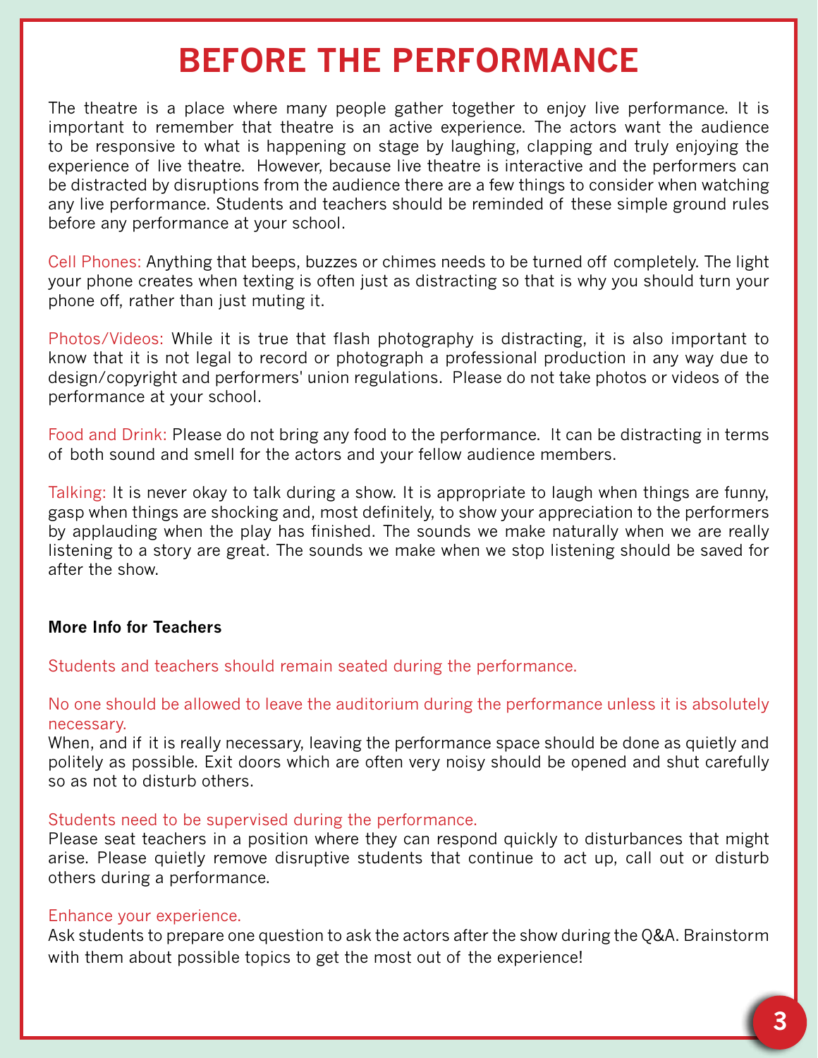# BEFORE THE PERFORMANCE

The theatre is a place where many people gather together to enjoy live performance. It is important to remember that theatre is an active experience. The actors want the audience to be responsive to what is happening on stage by laughing, clapping and truly enjoying the experience of live theatre. However, because live theatre is interactive and the performers can be distracted by disruptions from the audience there are a few things to consider when watching any live performance. Students and teachers should be reminded of these simple ground rules before any performance at your school.

Cell Phones: Anything that beeps, buzzes or chimes needs to be turned off completely. The light your phone creates when texting is often just as distracting so that is why you should turn your phone off, rather than just muting it.

Photos/Videos: While it is true that flash photography is distracting, it is also important to know that it is not legal to record or photograph a professional production in any way due to design/copyright and performers' union regulations. Please do not take photos or videos of the performance at your school.

Food and Drink: Please do not bring any food to the performance. It can be distracting in terms of both sound and smell for the actors and your fellow audience members.

Talking: It is never okay to talk during a show. It is appropriate to laugh when things are funny, gasp when things are shocking and, most definitely, to show your appreciation to the performers by applauding when the play has finished. The sounds we make naturally when we are really listening to a story are great. The sounds we make when we stop listening should be saved for after the show.

**More Info for Teachers**

Students and teachers should remain seated during the performance.

No one should be allowed to leave the auditorium during the performance unless it is absolutely necessary.
When, and if it is really necessary, leaving the performance space should be done as quietly and politely as possible. Exit doors which are often very noisy should be opened and shut carefully so as not to disturb others.

Students need to be supervised during the performance.
Please seat teachers in a position where they can respond quickly to disturbances that might arise. Please quietly remove disruptive students that continue to act up, call out or disturb others during a performance.

Enhance your experience.
Ask students to prepare one question to ask the actors after the show during the Q&A. Brainstorm with them about possible topics to get the most out of the experience!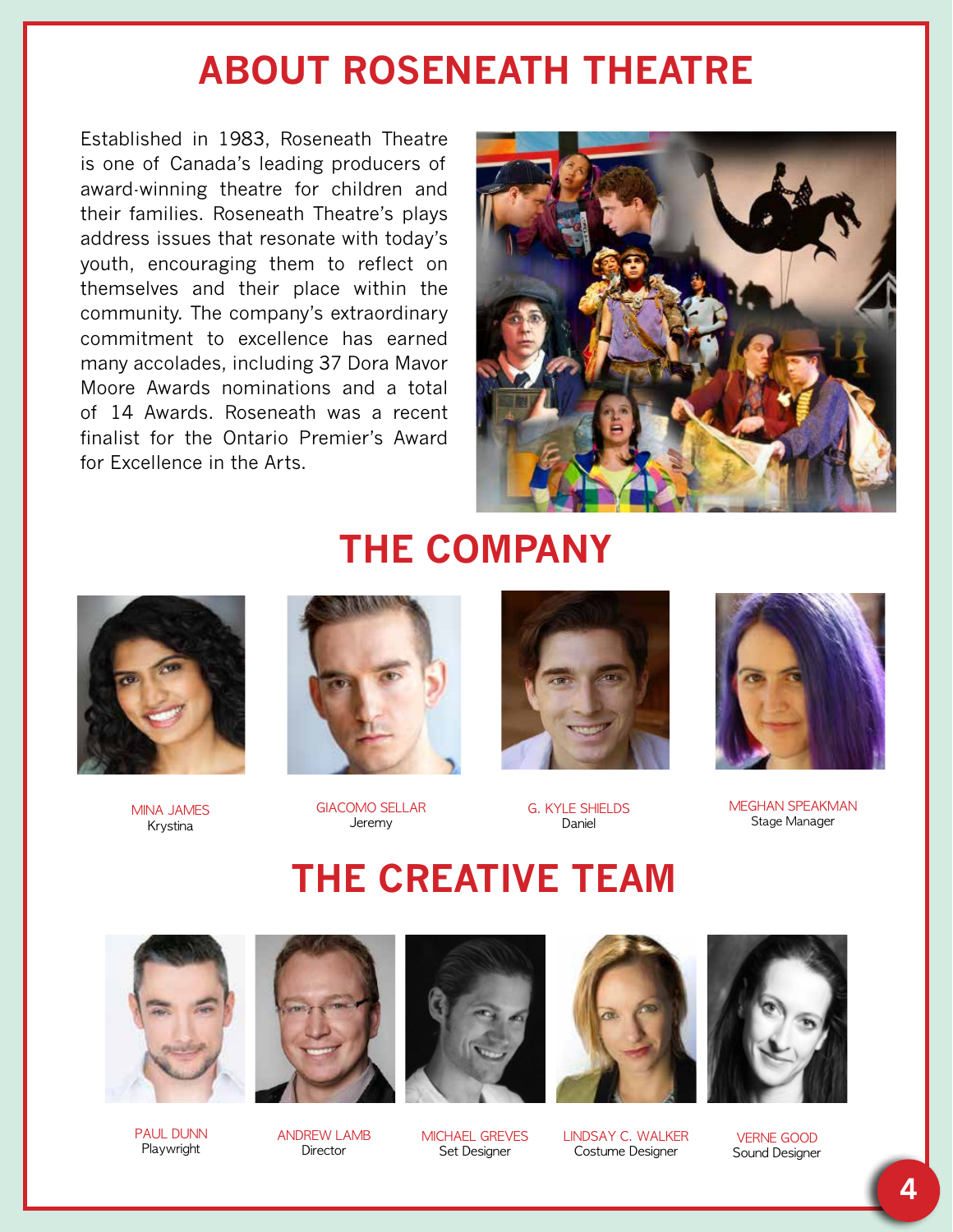# ABOUT ROSENEATH THEATRE

Established in 1983, Roseneath Theatre is one of Canada's leading producers of award-winning theatre for children and their families. Roseneath Theatre's plays address issues that resonate with today's youth, encouraging them to reflect on themselves and their place within the community. The company's extraordinary commitment to excellence has earned many accolades, including 37 Dora Mavor Moore Awards nominations and a total of 14 Awards. Roseneath was a recent finalist for the Ontario Premier's Award for Excellence in the Arts.

# THE COMPANY

MINA JAMES
Krystina

GIACOMO SELLAR
Jeremy

G. KYLE SHIELDS
Daniel

MEGHAN SPEAKMAN
Stage Manager

# THE CREATIVE TEAM

PAUL DUNN
Playwright

ANDREW LAMB
Director

MICHAEL GREVES
Set Designer

LINDSAY C. WALKER
Costume Designer

VERNE GOOD
Sound Designer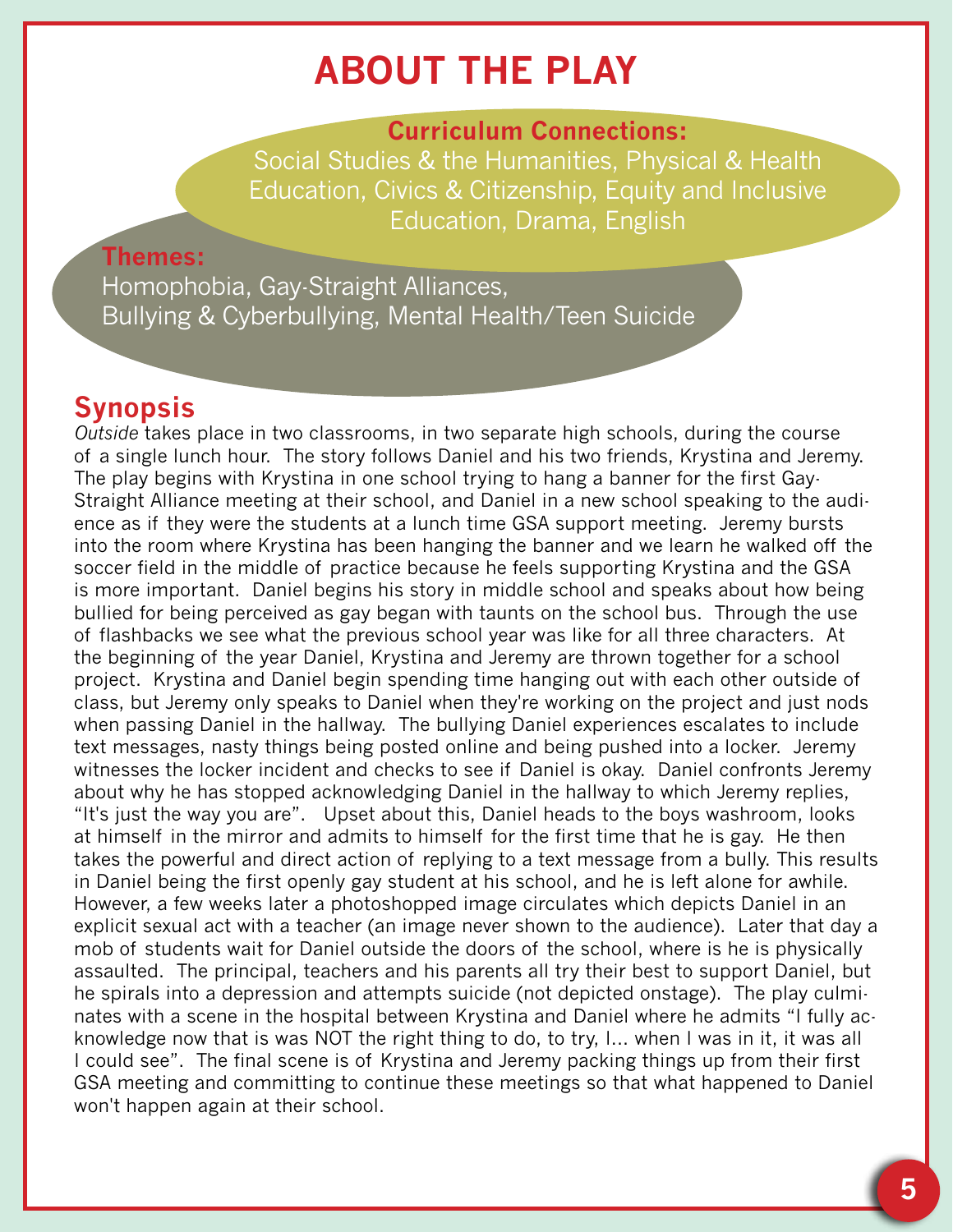# ABOUT THE PLAY

**Curriculum Connections:**
Social Studies & the Humanities, Physical & Health Education, Civics & Citizenship, Equity and Inclusive Education, Drama, English

**Themes:**
Homophobia, Gay-Straight Alliances, Bullying & Cyberbullying, Mental Health/Teen Suicide

## Synopsis

*Outside* takes place in two classrooms, in two separate high schools, during the course of a single lunch hour. The story follows Daniel and his two friends, Krystina and Jeremy. The play begins with Krystina in one school trying to hang a banner for the first Gay-Straight Alliance meeting at their school, and Daniel in a new school speaking to the audience as if they were the students at a lunch time GSA support meeting. Jeremy bursts into the room where Krystina has been hanging the banner and we learn he walked off the soccer field in the middle of practice because he feels supporting Krystina and the GSA is more important. Daniel begins his story in middle school and speaks about how being bullied for being perceived as gay began with taunts on the school bus. Through the use of flashbacks we see what the previous school year was like for all three characters. At the beginning of the year Daniel, Krystina and Jeremy are thrown together for a school project. Krystina and Daniel begin spending time hanging out with each other outside of class, but Jeremy only speaks to Daniel when they're working on the project and just nods when passing Daniel in the hallway. The bullying Daniel experiences escalates to include text messages, nasty things being posted online and being pushed into a locker. Jeremy witnesses the locker incident and checks to see if Daniel is okay. Daniel confronts Jeremy about why he has stopped acknowledging Daniel in the hallway to which Jeremy replies, "It's just the way you are". Upset about this, Daniel heads to the boys washroom, looks at himself in the mirror and admits to himself for the first time that he is gay. He then takes the powerful and direct action of replying to a text message from a bully. This results in Daniel being the first openly gay student at his school, and he is left alone for awhile. However, a few weeks later a photoshopped image circulates which depicts Daniel in an explicit sexual act with a teacher (an image never shown to the audience). Later that day a mob of students wait for Daniel outside the doors of the school, where is he is physically assaulted. The principal, teachers and his parents all try their best to support Daniel, but he spirals into a depression and attempts suicide (not depicted onstage). The play culminates with a scene in the hospital between Krystina and Daniel where he admits "I fully acknowledge now that is was NOT the right thing to do, to try, I... when I was in it, it was all I could see". The final scene is of Krystina and Jeremy packing things up from their first GSA meeting and committing to continue these meetings so that what happened to Daniel won't happen again at their school.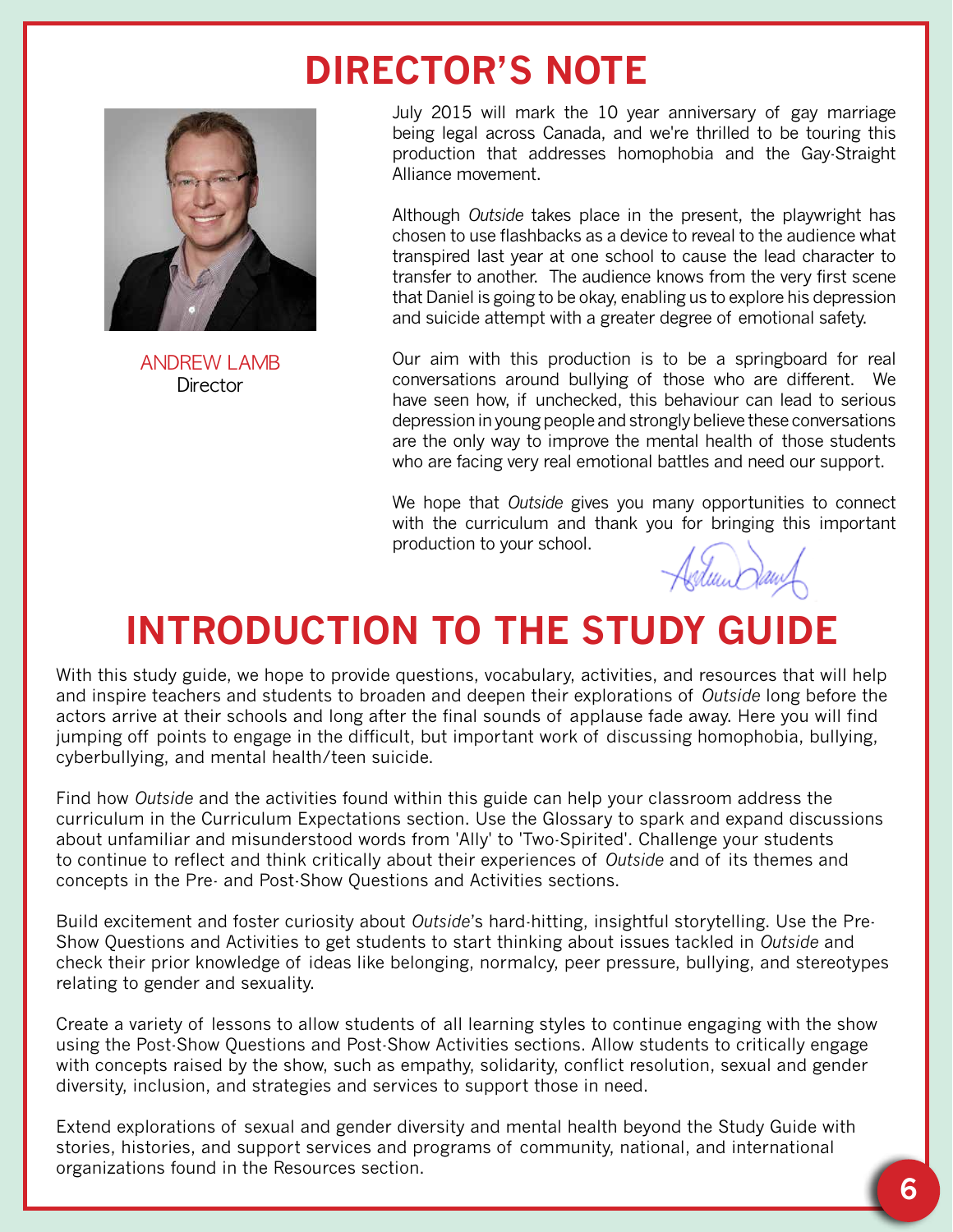# DIRECTOR'S NOTE

ANDREW LAMB
Director

July 2015 will mark the 10 year anniversary of gay marriage being legal across Canada, and we're thrilled to be touring this production that addresses homophobia and the Gay-Straight Alliance movement.

Although *Outside* takes place in the present, the playwright has chosen to use flashbacks as a device to reveal to the audience what transpired last year at one school to cause the lead character to transfer to another. The audience knows from the very first scene that Daniel is going to be okay, enabling us to explore his depression and suicide attempt with a greater degree of emotional safety.

Our aim with this production is to be a springboard for real conversations around bullying of those who are different. We have seen how, if unchecked, this behaviour can lead to serious depression in young people and strongly believe these conversations are the only way to improve the mental health of those students who are facing very real emotional battles and need our support.

We hope that *Outside* gives you many opportunities to connect with the curriculum and thank you for bringing this important production to your school.

# INTRODUCTION TO THE STUDY GUIDE

With this study guide, we hope to provide questions, vocabulary, activities, and resources that will help and inspire teachers and students to broaden and deepen their explorations of *Outside* long before the actors arrive at their schools and long after the final sounds of applause fade away. Here you will find jumping off points to engage in the difficult, but important work of discussing homophobia, bullying, cyberbullying, and mental health/teen suicide.

Find how *Outside* and the activities found within this guide can help your classroom address the curriculum in the Curriculum Expectations section. Use the Glossary to spark and expand discussions about unfamiliar and misunderstood words from 'Ally' to 'Two-Spirited'. Challenge your students to continue to reflect and think critically about their experiences of *Outside* and of its themes and concepts in the Pre- and Post-Show Questions and Activities sections.

Build excitement and foster curiosity about *Outside*'s hard-hitting, insightful storytelling. Use the Pre-Show Questions and Activities to get students to start thinking about issues tackled in *Outside* and check their prior knowledge of ideas like belonging, normalcy, peer pressure, bullying, and stereotypes relating to gender and sexuality.

Create a variety of lessons to allow students of all learning styles to continue engaging with the show using the Post-Show Questions and Post-Show Activities sections. Allow students to critically engage with concepts raised by the show, such as empathy, solidarity, conflict resolution, sexual and gender diversity, inclusion, and strategies and services to support those in need.

Extend explorations of sexual and gender diversity and mental health beyond the Study Guide with stories, histories, and support services and programs of community, national, and international organizations found in the Resources section.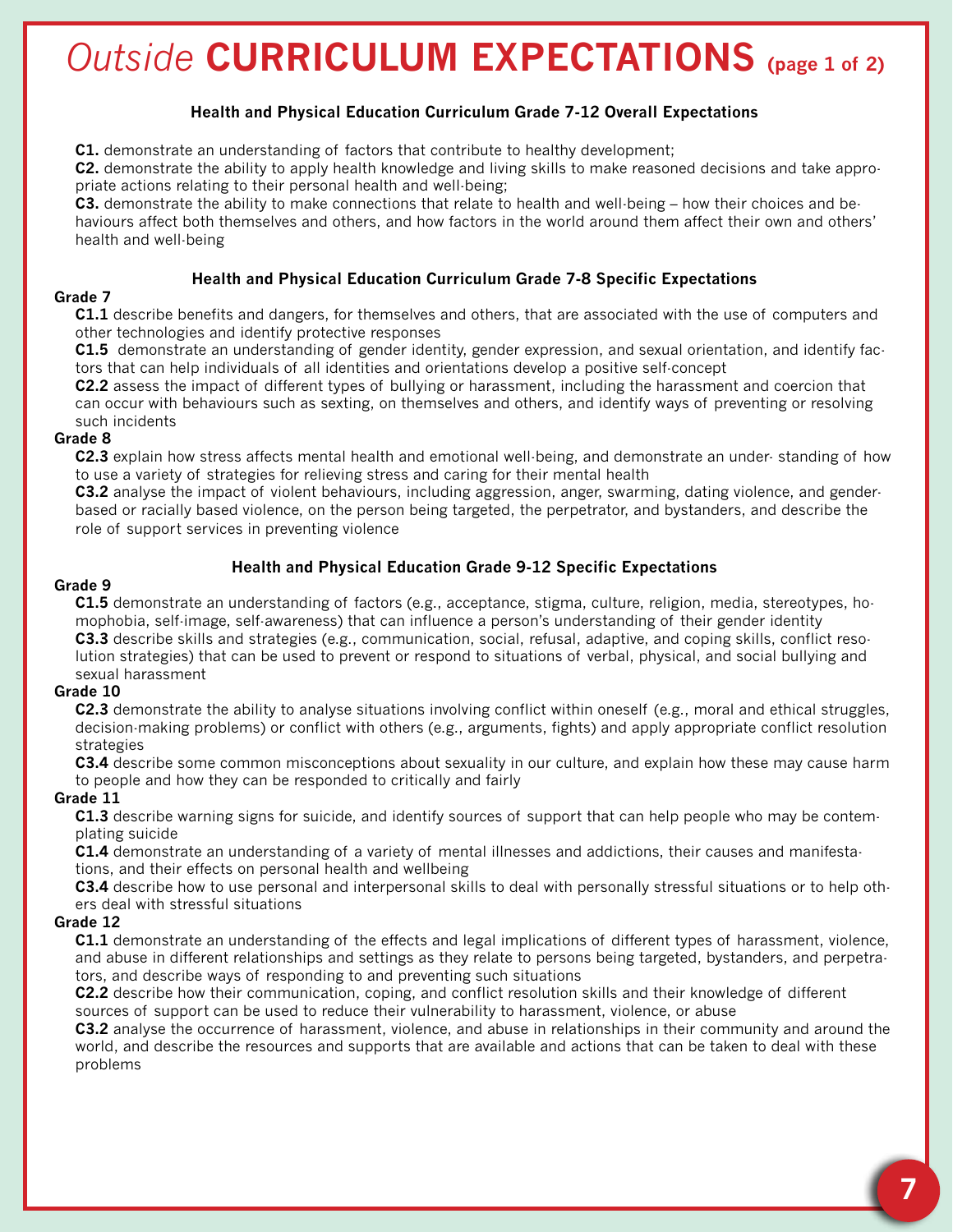# *Outside* CURRICULUM EXPECTATIONS (page 1 of 2)

### Health and Physical Education Curriculum Grade 7-12 Overall Expectations

**C1.** demonstrate an understanding of factors that contribute to healthy development;
**C2.** demonstrate the ability to apply health knowledge and living skills to make reasoned decisions and take appropriate actions relating to their personal health and well-being;
**C3.** demonstrate the ability to make connections that relate to health and well-being – how their choices and behaviours affect both themselves and others, and how factors in the world around them affect their own and others' health and well-being

### Health and Physical Education Curriculum Grade 7-8 Specific Expectations

**Grade 7**

**C1.1** describe benefits and dangers, for themselves and others, that are associated with the use of computers and other technologies and identify protective responses
**C1.5** demonstrate an understanding of gender identity, gender expression, and sexual orientation, and identify factors that can help individuals of all identities and orientations develop a positive self-concept
**C2.2** assess the impact of different types of bullying or harassment, including the harassment and coercion that can occur with behaviours such as sexting, on themselves and others, and identify ways of preventing or resolving such incidents

**Grade 8**

**C2.3** explain how stress affects mental health and emotional well-being, and demonstrate an under- standing of how to use a variety of strategies for relieving stress and caring for their mental health
**C3.2** analyse the impact of violent behaviours, including aggression, anger, swarming, dating violence, and gender-based or racially based violence, on the person being targeted, the perpetrator, and bystanders, and describe the role of support services in preventing violence

### Health and Physical Education Grade 9-12 Specific Expectations

**Grade 9**

**C1.5** demonstrate an understanding of factors (e.g., acceptance, stigma, culture, religion, media, stereotypes, homophobia, self-image, self-awareness) that can influence a person's understanding of their gender identity
**C3.3** describe skills and strategies (e.g., communication, social, refusal, adaptive, and coping skills, conflict resolution strategies) that can be used to prevent or respond to situations of verbal, physical, and social bullying and sexual harassment

**Grade 10**

**C2.3** demonstrate the ability to analyse situations involving conflict within oneself (e.g., moral and ethical struggles, decision-making problems) or conflict with others (e.g., arguments, fights) and apply appropriate conflict resolution strategies
**C3.4** describe some common misconceptions about sexuality in our culture, and explain how these may cause harm to people and how they can be responded to critically and fairly

**Grade 11**

**C1.3** describe warning signs for suicide, and identify sources of support that can help people who may be contemplating suicide
**C1.4** demonstrate an understanding of a variety of mental illnesses and addictions, their causes and manifestations, and their effects on personal health and wellbeing
**C3.4** describe how to use personal and interpersonal skills to deal with personally stressful situations or to help others deal with stressful situations

**Grade 12**

**C1.1** demonstrate an understanding of the effects and legal implications of different types of harassment, violence, and abuse in different relationships and settings as they relate to persons being targeted, bystanders, and perpetrators, and describe ways of responding to and preventing such situations
**C2.2** describe how their communication, coping, and conflict resolution skills and their knowledge of different sources of support can be used to reduce their vulnerability to harassment, violence, or abuse
**C3.2** analyse the occurrence of harassment, violence, and abuse in relationships in their community and around the world, and describe the resources and supports that are available and actions that can be taken to deal with these problems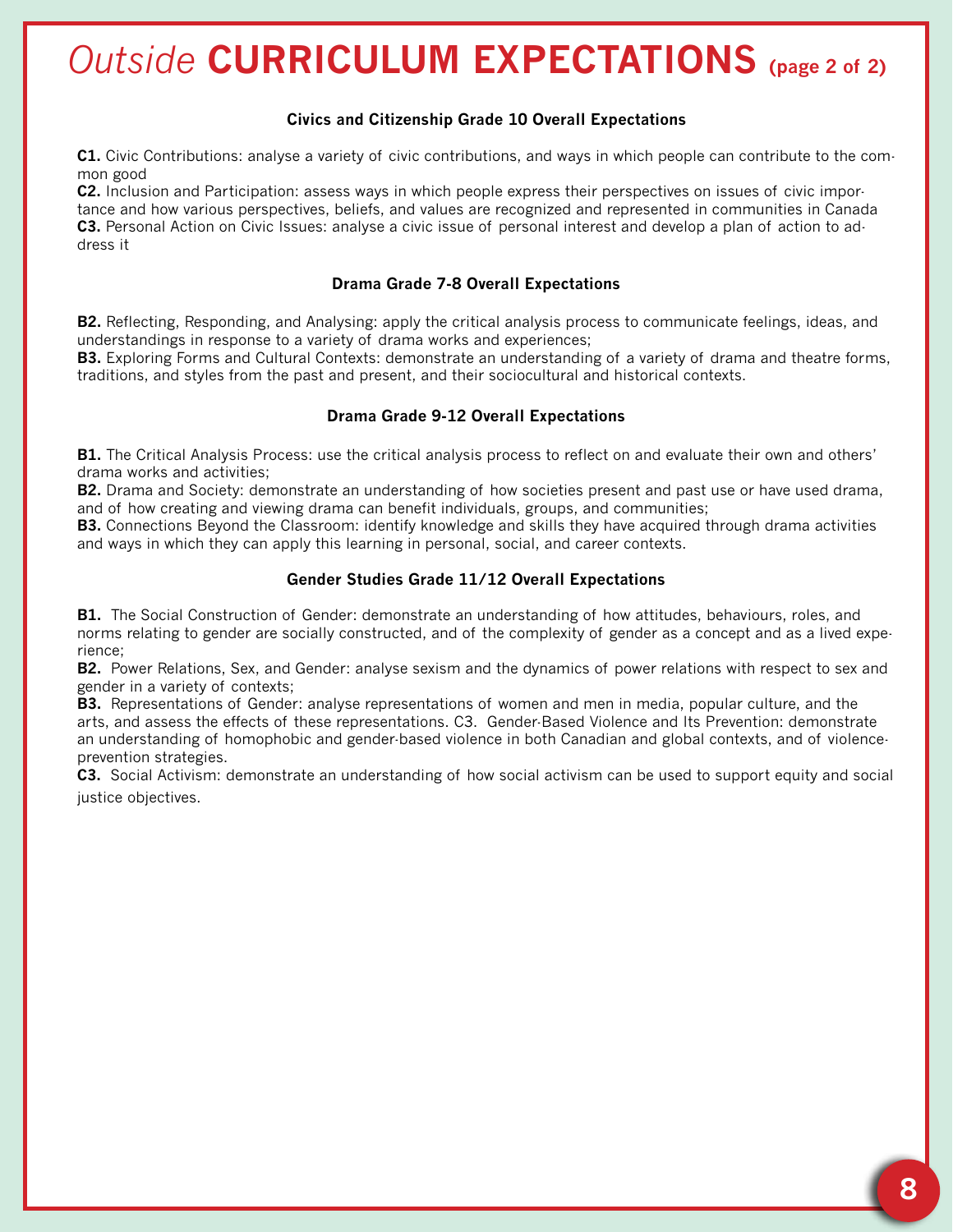# *Outside* **CURRICULUM EXPECTATIONS** (page 2 of 2)

### Civics and Citizenship Grade 10 Overall Expectations

**C1.** Civic Contributions: analyse a variety of civic contributions, and ways in which people can contribute to the common good
**C2.** Inclusion and Participation: assess ways in which people express their perspectives on issues of civic importance and how various perspectives, beliefs, and values are recognized and represented in communities in Canada
**C3.** Personal Action on Civic Issues: analyse a civic issue of personal interest and develop a plan of action to address it

### Drama Grade 7-8 Overall Expectations

**B2.** Reflecting, Responding, and Analysing: apply the critical analysis process to communicate feelings, ideas, and understandings in response to a variety of drama works and experiences;
**B3.** Exploring Forms and Cultural Contexts: demonstrate an understanding of a variety of drama and theatre forms, traditions, and styles from the past and present, and their sociocultural and historical contexts.

### Drama Grade 9-12 Overall Expectations

**B1.** The Critical Analysis Process: use the critical analysis process to reflect on and evaluate their own and others' drama works and activities;
**B2.** Drama and Society: demonstrate an understanding of how societies present and past use or have used drama, and of how creating and viewing drama can benefit individuals, groups, and communities;
**B3.** Connections Beyond the Classroom: identify knowledge and skills they have acquired through drama activities and ways in which they can apply this learning in personal, social, and career contexts.

### Gender Studies Grade 11/12 Overall Expectations

**B1.** The Social Construction of Gender: demonstrate an understanding of how attitudes, behaviours, roles, and norms relating to gender are socially constructed, and of the complexity of gender as a concept and as a lived experience;
**B2.** Power Relations, Sex, and Gender: analyse sexism and the dynamics of power relations with respect to sex and gender in a variety of contexts;
**B3.** Representations of Gender: analyse representations of women and men in media, popular culture, and the arts, and assess the effects of these representations. C3. Gender-Based Violence and Its Prevention: demonstrate an understanding of homophobic and gender-based violence in both Canadian and global contexts, and of violence-prevention strategies.
**C3.** Social Activism: demonstrate an understanding of how social activism can be used to support equity and social justice objectives.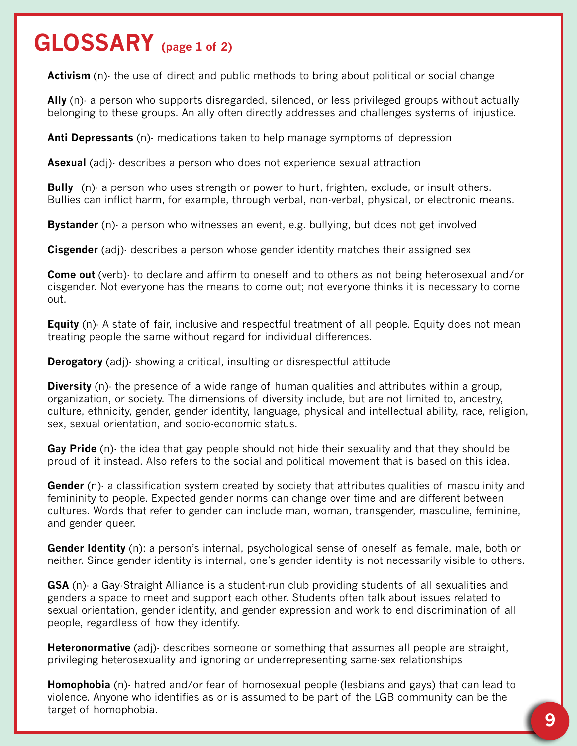# GLOSSARY (page 1 of 2)

**Activism** (n)- the use of direct and public methods to bring about political or social change

**Ally** (n)- a person who supports disregarded, silenced, or less privileged groups without actually belonging to these groups. An ally often directly addresses and challenges systems of injustice.

**Anti Depressants** (n)- medications taken to help manage symptoms of depression

**Asexual** (adj)- describes a person who does not experience sexual attraction

**Bully** (n)- a person who uses strength or power to hurt, frighten, exclude, or insult others. Bullies can inflict harm, for example, through verbal, non-verbal, physical, or electronic means.

**Bystander** (n)- a person who witnesses an event, e.g. bullying, but does not get involved

**Cisgender** (adj)- describes a person whose gender identity matches their assigned sex

**Come out** (verb)- to declare and affirm to oneself and to others as not being heterosexual and/or cisgender. Not everyone has the means to come out; not everyone thinks it is necessary to come out.

**Equity** (n)- A state of fair, inclusive and respectful treatment of all people. Equity does not mean treating people the same without regard for individual differences.

**Derogatory** (adj)- showing a critical, insulting or disrespectful attitude

**Diversity** (n)- the presence of a wide range of human qualities and attributes within a group, organization, or society. The dimensions of diversity include, but are not limited to, ancestry, culture, ethnicity, gender, gender identity, language, physical and intellectual ability, race, religion, sex, sexual orientation, and socio-economic status.

**Gay Pride** (n)- the idea that gay people should not hide their sexuality and that they should be proud of it instead. Also refers to the social and political movement that is based on this idea.

**Gender** (n)- a classification system created by society that attributes qualities of masculinity and femininity to people. Expected gender norms can change over time and are different between cultures. Words that refer to gender can include man, woman, transgender, masculine, feminine, and gender queer.

**Gender Identity** (n): a person's internal, psychological sense of oneself as female, male, both or neither. Since gender identity is internal, one's gender identity is not necessarily visible to others.

**GSA** (n)- a Gay-Straight Alliance is a student-run club providing students of all sexualities and genders a space to meet and support each other. Students often talk about issues related to sexual orientation, gender identity, and gender expression and work to end discrimination of all people, regardless of how they identify.

**Heteronormative** (adj)- describes someone or something that assumes all people are straight, privileging heterosexuality and ignoring or underrepresenting same-sex relationships

**Homophobia** (n)- hatred and/or fear of homosexual people (lesbians and gays) that can lead to violence. Anyone who identifies as or is assumed to be part of the LGB community can be the target of homophobia.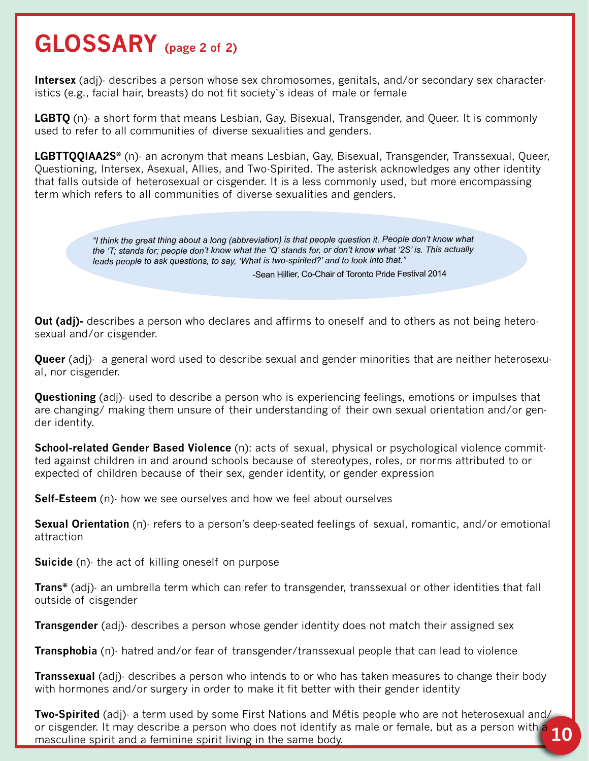# GLOSSARY (page 2 of 2)

**Intersex** (adj)- describes a person whose sex chromosomes, genitals, and/or secondary sex characteristics (e.g., facial hair, breasts) do not fit society`s ideas of male or female

**LGBTQ** (n)- a short form that means Lesbian, Gay, Bisexual, Transgender, and Queer. It is commonly used to refer to all communities of diverse sexualities and genders.

**LGBTTQQIAA2S*** (n)- an acronym that means Lesbian, Gay, Bisexual, Transgender, Transsexual, Queer, Questioning, Intersex, Asexual, Allies, and Two-Spirited. The asterisk acknowledges any other identity that falls outside of heterosexual or cisgender. It is a less commonly used, but more encompassing term which refers to all communities of diverse sexualities and genders.

> *"I think the great thing about a long (abbreviation) is that people question it. People don't know what the 'T; stands for; people don't know what the 'Q' stands for, or don't know what '2S' is. This actually leads people to ask questions, to say, 'What is two-spirited?' and to look into that."*
>
> -Sean Hillier, Co-Chair of Toronto Pride Festival 2014

**Out (adj)-** describes a person who declares and affirms to oneself and to others as not being heterosexual and/or cisgender.

**Queer** (adj)- a general word used to describe sexual and gender minorities that are neither heterosexual, nor cisgender.

**Questioning** (adj)- used to describe a person who is experiencing feelings, emotions or impulses that are changing/ making them unsure of their understanding of their own sexual orientation and/or gender identity.

**School-related Gender Based Violence** (n): acts of sexual, physical or psychological violence committed against children in and around schools because of stereotypes, roles, or norms attributed to or expected of children because of their sex, gender identity, or gender expression

**Self-Esteem** (n)- how we see ourselves and how we feel about ourselves

**Sexual Orientation** (n)- refers to a person's deep-seated feelings of sexual, romantic, and/or emotional attraction

**Suicide** (n)- the act of killing oneself on purpose

**Trans*** (adj)- an umbrella term which can refer to transgender, transsexual or other identities that fall outside of cisgender

**Transgender** (adj)- describes a person whose gender identity does not match their assigned sex

**Transphobia** (n)- hatred and/or fear of transgender/transsexual people that can lead to violence

**Transsexual** (adj)- describes a person who intends to or who has taken measures to change their body with hormones and/or surgery in order to make it fit better with their gender identity

**Two-Spirited** (adj)- a term used by some First Nations and Métis people who are not heterosexual and/or cisgender. It may describe a person who does not identify as male or female, but as a person with a masculine spirit and a feminine spirit living in the same body.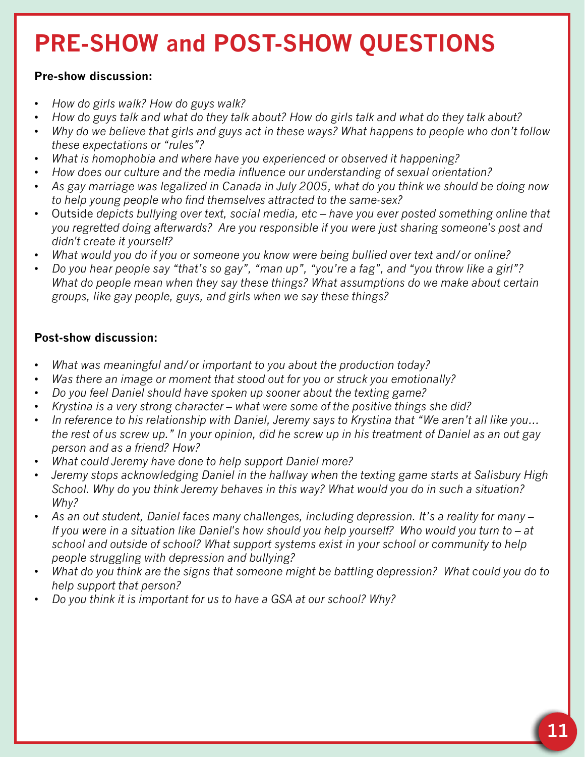# PRE-SHOW and POST-SHOW QUESTIONS

**Pre-show discussion:**

- *How do girls walk? How do guys walk?*
- *How do guys talk and what do they talk about? How do girls talk and what do they talk about?*
- *Why do we believe that girls and guys act in these ways? What happens to people who don't follow these expectations or "rules"?*
- *What is homophobia and where have you experienced or observed it happening?*
- *How does our culture and the media influence our understanding of sexual orientation?*
- *As gay marriage was legalized in Canada in July 2005, what do you think we should be doing now to help young people who find themselves attracted to the same-sex?*
- Outside *depicts bullying over text, social media, etc – have you ever posted something online that you regretted doing afterwards? Are you responsible if you were just sharing someone's post and didn't create it yourself?*
- *What would you do if you or someone you know were being bullied over text and/or online?*
- *Do you hear people say "that's so gay", "man up", "you're a fag", and "you throw like a girl"? What do people mean when they say these things? What assumptions do we make about certain groups, like gay people, guys, and girls when we say these things?*

**Post-show discussion:**

- *What was meaningful and/or important to you about the production today?*
- *Was there an image or moment that stood out for you or struck you emotionally?*
- *Do you feel Daniel should have spoken up sooner about the texting game?*
- *Krystina is a very strong character – what were some of the positive things she did?*
- *In reference to his relationship with Daniel, Jeremy says to Krystina that "We aren't all like you… the rest of us screw up." In your opinion, did he screw up in his treatment of Daniel as an out gay person and as a friend? How?*
- *What could Jeremy have done to help support Daniel more?*
- *Jeremy stops acknowledging Daniel in the hallway when the texting game starts at Salisbury High School. Why do you think Jeremy behaves in this way? What would you do in such a situation? Why?*
- *As an out student, Daniel faces many challenges, including depression. It's a reality for many – If you were in a situation like Daniel's how should you help yourself? Who would you turn to – at school and outside of school? What support systems exist in your school or community to help people struggling with depression and bullying?*
- *What do you think are the signs that someone might be battling depression? What could you do to help support that person?*
- *Do you think it is important for us to have a GSA at our school? Why?*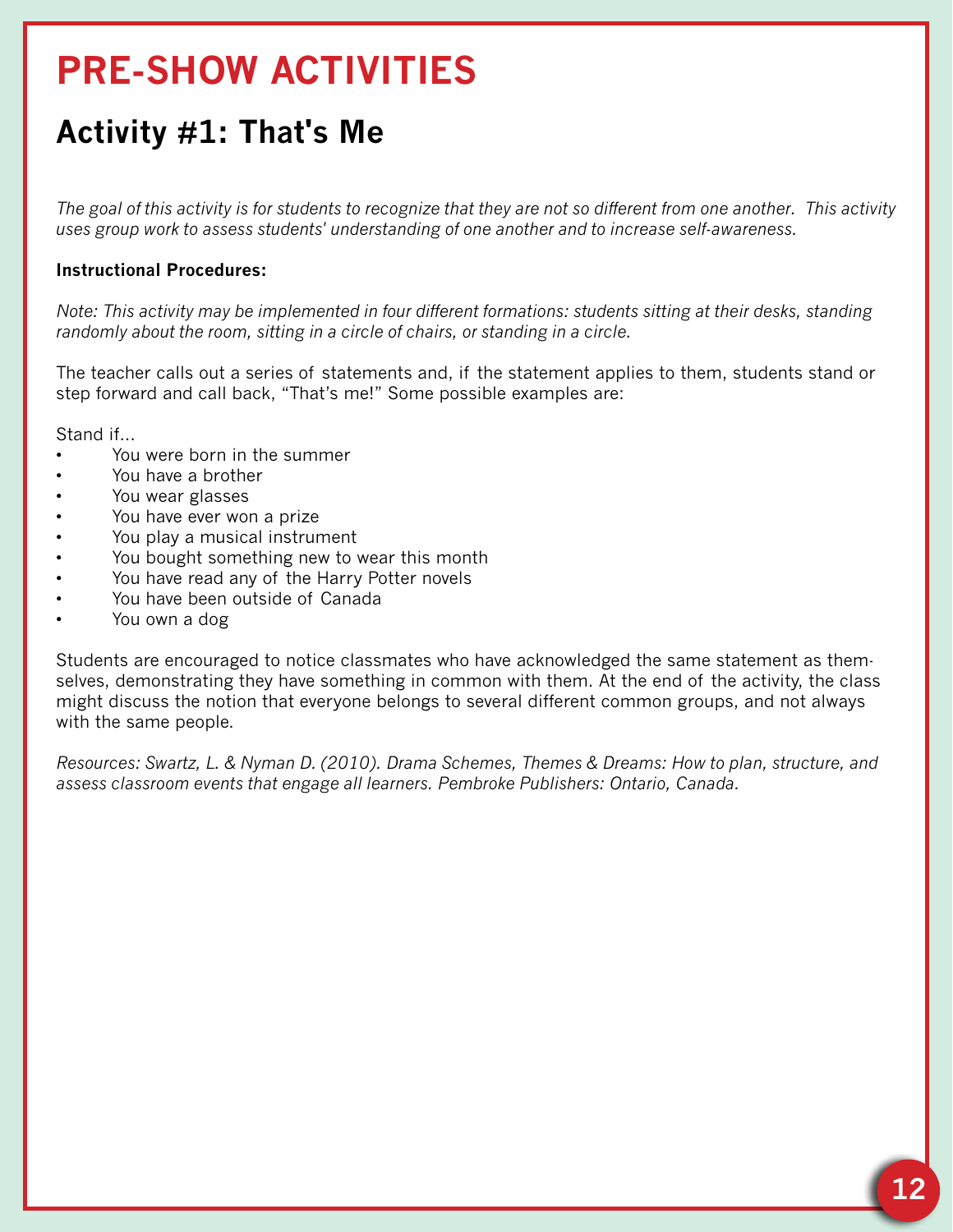# PRE-SHOW ACTIVITIES

## Activity #1: That's Me

*The goal of this activity is for students to recognize that they are not so different from one another. This activity uses group work to assess students' understanding of one another and to increase self-awareness.*

**Instructional Procedures:**

*Note: This activity may be implemented in four different formations: students sitting at their desks, standing randomly about the room, sitting in a circle of chairs, or standing in a circle.*

The teacher calls out a series of statements and, if the statement applies to them, students stand or step forward and call back, "That's me!" Some possible examples are:

Stand if...

- You were born in the summer
- You have a brother
- You wear glasses
- You have ever won a prize
- You play a musical instrument
- You bought something new to wear this month
- You have read any of the Harry Potter novels
- You have been outside of Canada
- You own a dog

Students are encouraged to notice classmates who have acknowledged the same statement as themselves, demonstrating they have something in common with them. At the end of the activity, the class might discuss the notion that everyone belongs to several different common groups, and not always with the same people.

*Resources: Swartz, L. & Nyman D. (2010). Drama Schemes, Themes & Dreams: How to plan, structure, and assess classroom events that engage all learners. Pembroke Publishers: Ontario, Canada.*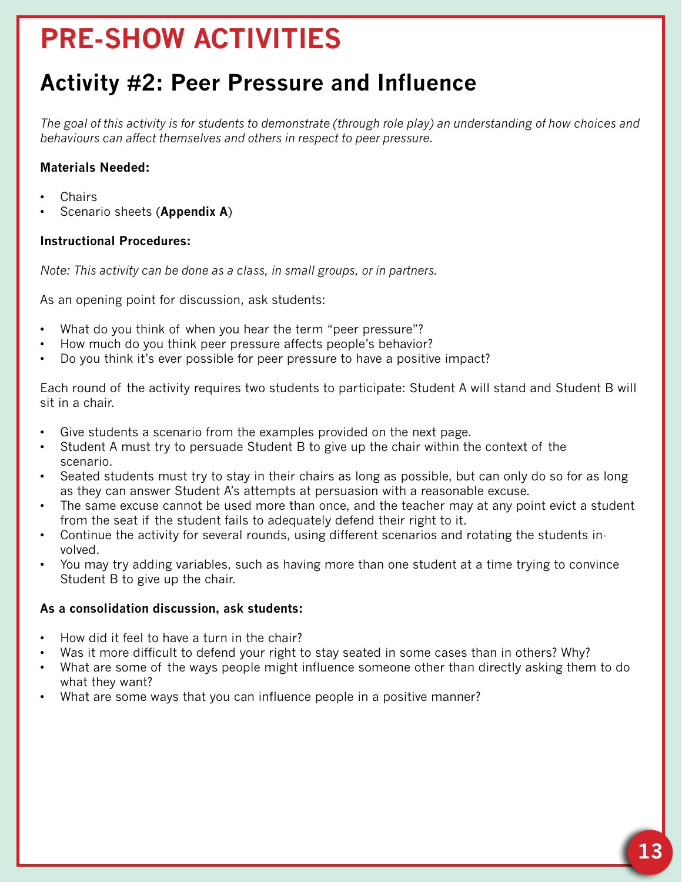# PRE-SHOW ACTIVITIES

## Activity #2: Peer Pressure and Influence

*The goal of this activity is for students to demonstrate (through role play) an understanding of how choices and behaviours can affect themselves and others in respect to peer pressure.*

**Materials Needed:**

- Chairs
- Scenario sheets (**Appendix A**)

**Instructional Procedures:**

*Note: This activity can be done as a class, in small groups, or in partners.*

As an opening point for discussion, ask students:

- What do you think of when you hear the term "peer pressure"?
- How much do you think peer pressure affects people's behavior?
- Do you think it's ever possible for peer pressure to have a positive impact?

Each round of the activity requires two students to participate: Student A will stand and Student B will sit in a chair.

- Give students a scenario from the examples provided on the next page.
- Student A must try to persuade Student B to give up the chair within the context of the scenario.
- Seated students must try to stay in their chairs as long as possible, but can only do so for as long as they can answer Student A's attempts at persuasion with a reasonable excuse.
- The same excuse cannot be used more than once, and the teacher may at any point evict a student from the seat if the student fails to adequately defend their right to it.
- Continue the activity for several rounds, using different scenarios and rotating the students involved.
- You may try adding variables, such as having more than one student at a time trying to convince Student B to give up the chair.

**As a consolidation discussion, ask students:**

- How did it feel to have a turn in the chair?
- Was it more difficult to defend your right to stay seated in some cases than in others? Why?
- What are some of the ways people might influence someone other than directly asking them to do what they want?
- What are some ways that you can influence people in a positive manner?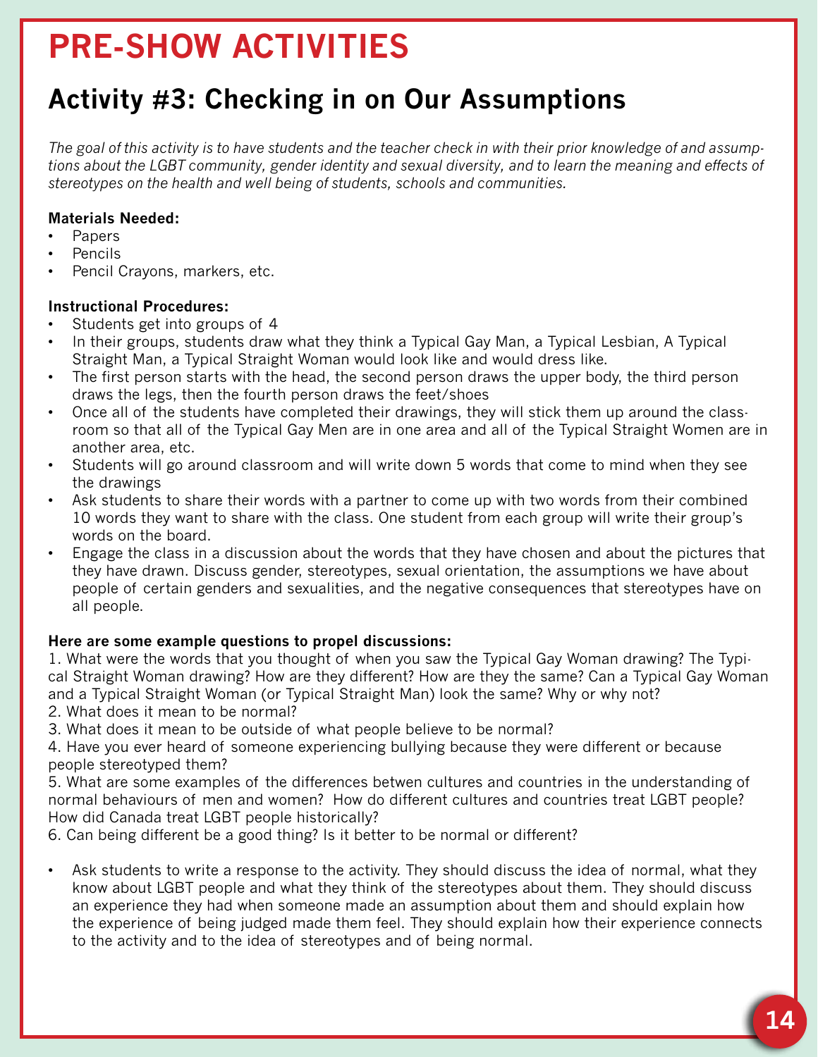# PRE-SHOW ACTIVITIES

## Activity #3: Checking in on Our Assumptions

*The goal of this activity is to have students and the teacher check in with their prior knowledge of and assumptions about the LGBT community, gender identity and sexual diversity, and to learn the meaning and effects of stereotypes on the health and well being of students, schools and communities.*

**Materials Needed:**

- Papers
- Pencils
- Pencil Crayons, markers, etc.

**Instructional Procedures:**

- Students get into groups of 4
- In their groups, students draw what they think a Typical Gay Man, a Typical Lesbian, A Typical Straight Man, a Typical Straight Woman would look like and would dress like.
- The first person starts with the head, the second person draws the upper body, the third person draws the legs, then the fourth person draws the feet/shoes
- Once all of the students have completed their drawings, they will stick them up around the classroom so that all of the Typical Gay Men are in one area and all of the Typical Straight Women are in another area, etc.
- Students will go around classroom and will write down 5 words that come to mind when they see the drawings
- Ask students to share their words with a partner to come up with two words from their combined 10 words they want to share with the class. One student from each group will write their group's words on the board.
- Engage the class in a discussion about the words that they have chosen and about the pictures that they have drawn. Discuss gender, stereotypes, sexual orientation, the assumptions we have about people of certain genders and sexualities, and the negative consequences that stereotypes have on all people.

**Here are some example questions to propel discussions:**

1. What were the words that you thought of when you saw the Typical Gay Woman drawing? The Typical Straight Woman drawing? How are they different? How are they the same? Can a Typical Gay Woman and a Typical Straight Woman (or Typical Straight Man) look the same? Why or why not?
2. What does it mean to be normal?
3. What does it mean to be outside of what people believe to be normal?
4. Have you ever heard of someone experiencing bullying because they were different or because people stereotyped them?
5. What are some examples of the differences betwen cultures and countries in the understanding of normal behaviours of men and women? How do different cultures and countries treat LGBT people? How did Canada treat LGBT people historically?
6. Can being different be a good thing? Is it better to be normal or different?

- Ask students to write a response to the activity. They should discuss the idea of normal, what they know about LGBT people and what they think of the stereotypes about them. They should discuss an experience they had when someone made an assumption about them and should explain how the experience of being judged made them feel. They should explain how their experience connects to the activity and to the idea of stereotypes and of being normal.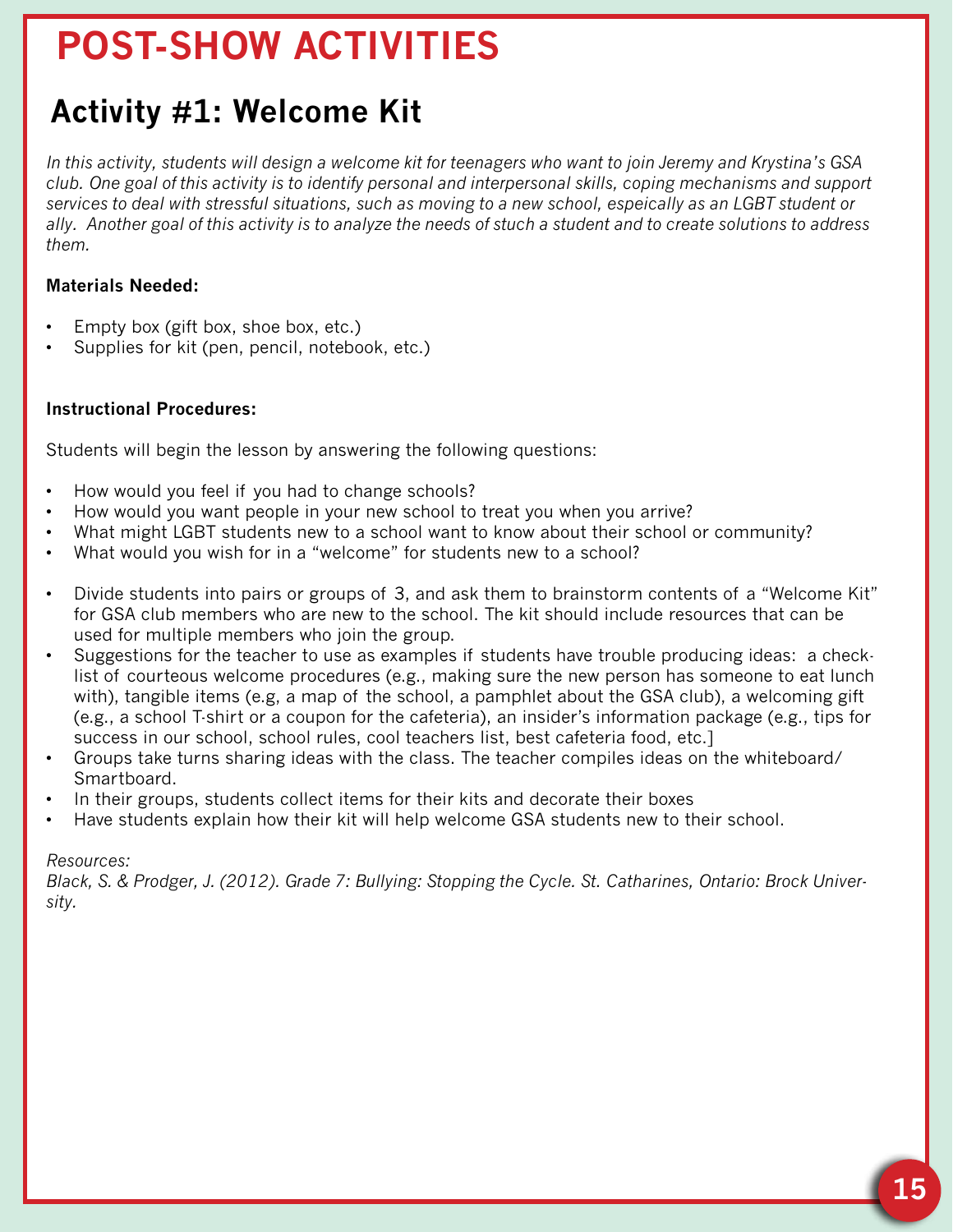# POST-SHOW ACTIVITIES

## Activity #1: Welcome Kit

*In this activity, students will design a welcome kit for teenagers who want to join Jeremy and Krystina's GSA club. One goal of this activity is to identify personal and interpersonal skills, coping mechanisms and support services to deal with stressful situations, such as moving to a new school, espeically as an LGBT student or ally. Another goal of this activity is to analyze the needs of stuch a student and to create solutions to address them.*

**Materials Needed:**

- Empty box (gift box, shoe box, etc.)
- Supplies for kit (pen, pencil, notebook, etc.)

**Instructional Procedures:**

Students will begin the lesson by answering the following questions:

- How would you feel if you had to change schools?
- How would you want people in your new school to treat you when you arrive?
- What might LGBT students new to a school want to know about their school or community?
- What would you wish for in a "welcome" for students new to a school?

- Divide students into pairs or groups of 3, and ask them to brainstorm contents of a "Welcome Kit" for GSA club members who are new to the school. The kit should include resources that can be used for multiple members who join the group.
- Suggestions for the teacher to use as examples if students have trouble producing ideas: a check-list of courteous welcome procedures (e.g., making sure the new person has someone to eat lunch with), tangible items (e.g, a map of the school, a pamphlet about the GSA club), a welcoming gift (e.g., a school T-shirt or a coupon for the cafeteria), an insider's information package (e.g., tips for success in our school, school rules, cool teachers list, best cafeteria food, etc.]
- Groups take turns sharing ideas with the class. The teacher compiles ideas on the whiteboard/ Smartboard.
- In their groups, students collect items for their kits and decorate their boxes
- Have students explain how their kit will help welcome GSA students new to their school.

*Resources:*
*Black, S. & Prodger, J. (2012). Grade 7: Bullying: Stopping the Cycle. St. Catharines, Ontario: Brock University.*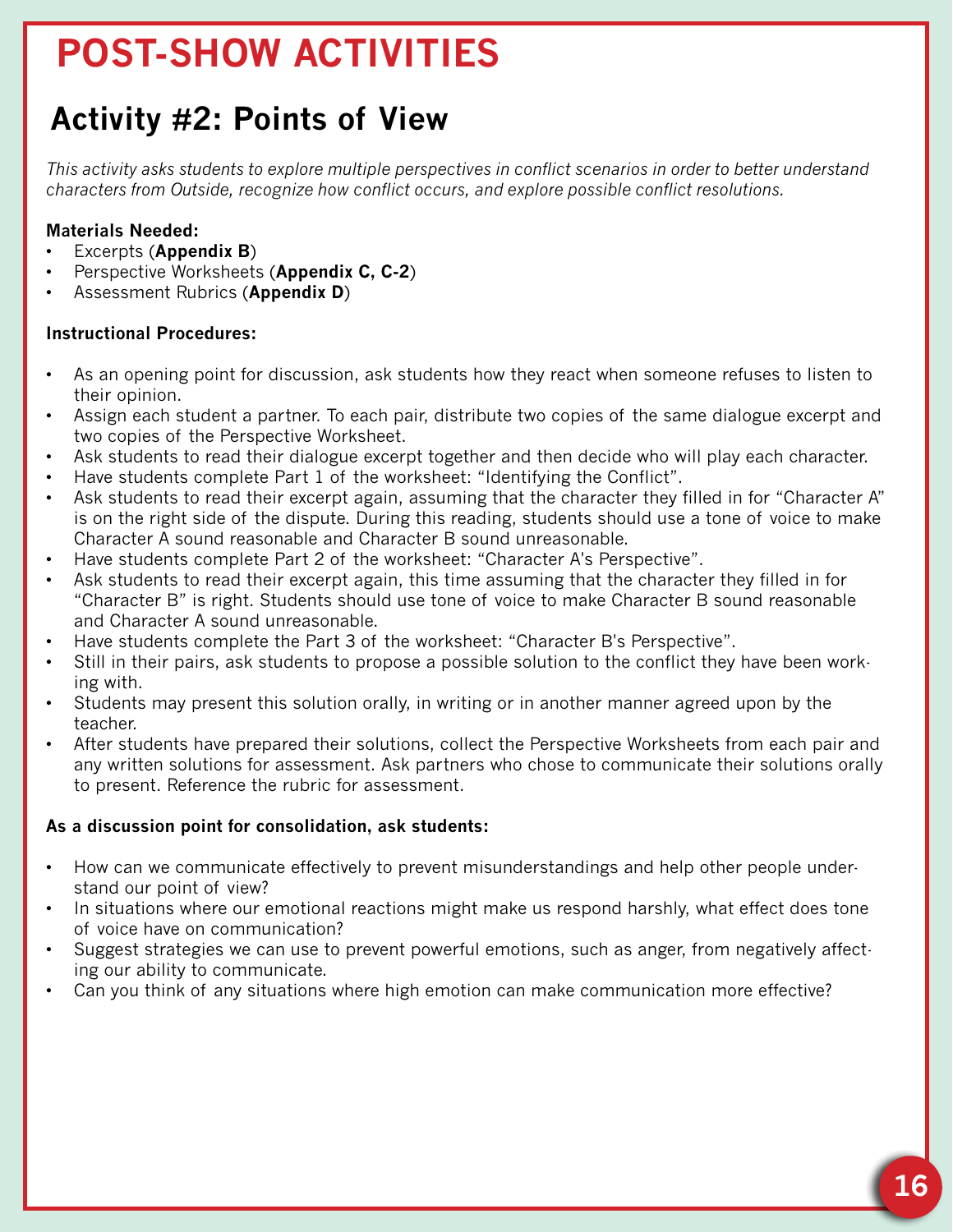# POST-SHOW ACTIVITIES

## Activity #2: Points of View

*This activity asks students to explore multiple perspectives in conflict scenarios in order to better understand characters from Outside, recognize how conflict occurs, and explore possible conflict resolutions.*

**Materials Needed:**

- Excerpts (**Appendix B**)
- Perspective Worksheets (**Appendix C, C-2**)
- Assessment Rubrics (**Appendix D**)

**Instructional Procedures:**

- As an opening point for discussion, ask students how they react when someone refuses to listen to their opinion.
- Assign each student a partner. To each pair, distribute two copies of the same dialogue excerpt and two copies of the Perspective Worksheet.
- Ask students to read their dialogue excerpt together and then decide who will play each character.
- Have students complete Part 1 of the worksheet: "Identifying the Conflict".
- Ask students to read their excerpt again, assuming that the character they filled in for "Character A" is on the right side of the dispute. During this reading, students should use a tone of voice to make Character A sound reasonable and Character B sound unreasonable.
- Have students complete Part 2 of the worksheet: "Character A's Perspective".
- Ask students to read their excerpt again, this time assuming that the character they filled in for "Character B" is right. Students should use tone of voice to make Character B sound reasonable and Character A sound unreasonable.
- Have students complete the Part 3 of the worksheet: "Character B's Perspective".
- Still in their pairs, ask students to propose a possible solution to the conflict they have been working with.
- Students may present this solution orally, in writing or in another manner agreed upon by the teacher.
- After students have prepared their solutions, collect the Perspective Worksheets from each pair and any written solutions for assessment. Ask partners who chose to communicate their solutions orally to present. Reference the rubric for assessment.

**As a discussion point for consolidation, ask students:**

- How can we communicate effectively to prevent misunderstandings and help other people understand our point of view?
- In situations where our emotional reactions might make us respond harshly, what effect does tone of voice have on communication?
- Suggest strategies we can use to prevent powerful emotions, such as anger, from negatively affecting our ability to communicate.
- Can you think of any situations where high emotion can make communication more effective?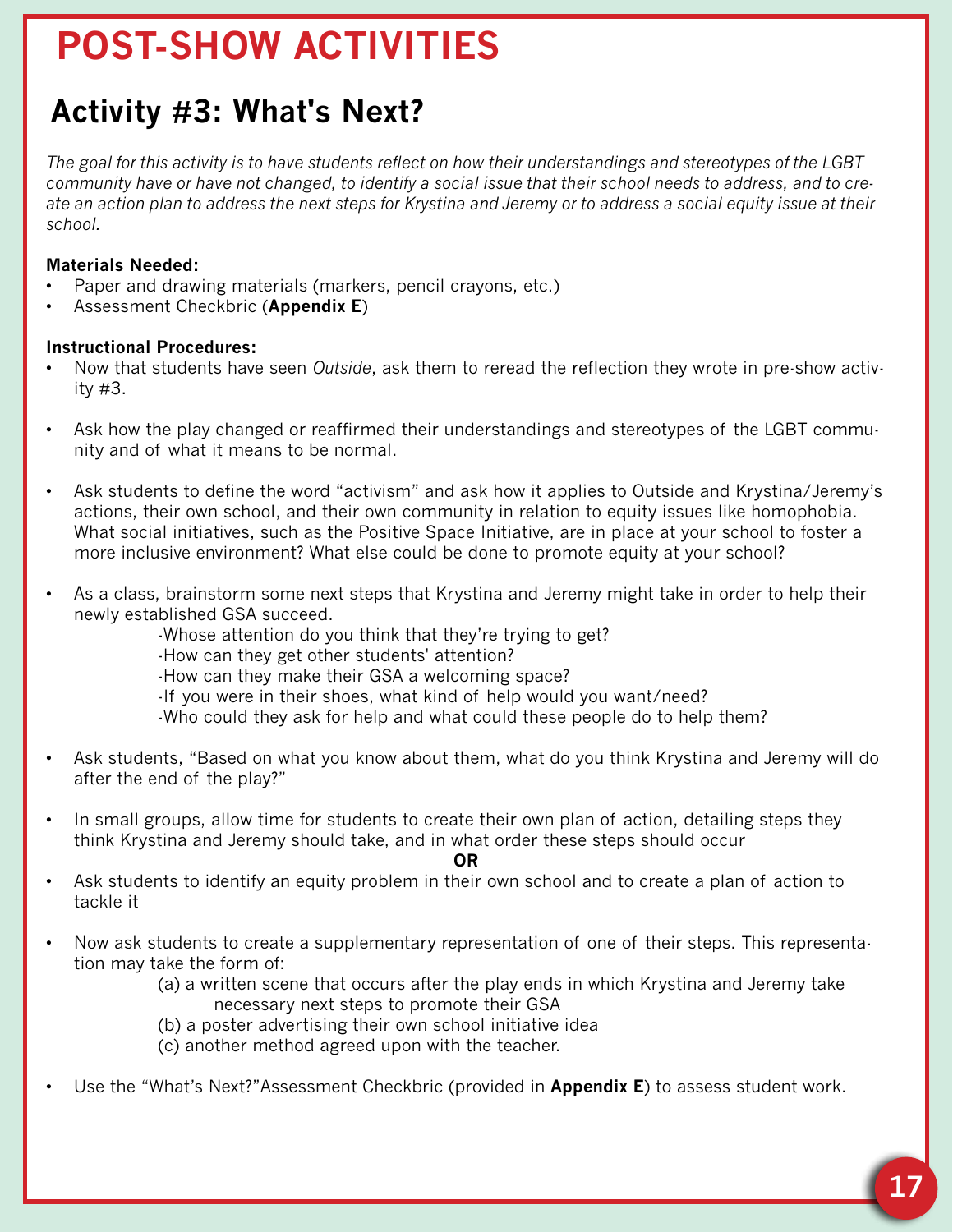# POST-SHOW ACTIVITIES

## Activity #3: What's Next?

*The goal for this activity is to have students reflect on how their understandings and stereotypes of the LGBT community have or have not changed, to identify a social issue that their school needs to address, and to create an action plan to address the next steps for Krystina and Jeremy or to address a social equity issue at their school.*

**Materials Needed:**

- Paper and drawing materials (markers, pencil crayons, etc.)
- Assessment Checkbric (**Appendix E**)

**Instructional Procedures:**

- Now that students have seen *Outside*, ask them to reread the reflection they wrote in pre-show activity #3.
- Ask how the play changed or reaffirmed their understandings and stereotypes of the LGBT community and of what it means to be normal.
- Ask students to define the word "activism" and ask how it applies to Outside and Krystina/Jeremy's actions, their own school, and their own community in relation to equity issues like homophobia. What social initiatives, such as the Positive Space Initiative, are in place at your school to foster a more inclusive environment? What else could be done to promote equity at your school?
- As a class, brainstorm some next steps that Krystina and Jeremy might take in order to help their newly established GSA succeed.
  - -Whose attention do you think that they're trying to get?
  - -How can they get other students' attention?
  - -How can they make their GSA a welcoming space?
  - -If you were in their shoes, what kind of help would you want/need?
  - -Who could they ask for help and what could these people do to help them?
- Ask students, "Based on what you know about them, what do you think Krystina and Jeremy will do after the end of the play?"
- In small groups, allow time for students to create their own plan of action, detailing steps they think Krystina and Jeremy should take, and in what order these steps should occur

**OR**

- Ask students to identify an equity problem in their own school and to create a plan of action to tackle it
- Now ask students to create a supplementary representation of one of their steps. This representation may take the form of:
  - (a) a written scene that occurs after the play ends in which Krystina and Jeremy take necessary next steps to promote their GSA
  - (b) a poster advertising their own school initiative idea
  - (c) another method agreed upon with the teacher.
- Use the "What's Next?"Assessment Checkbric (provided in **Appendix E**) to assess student work.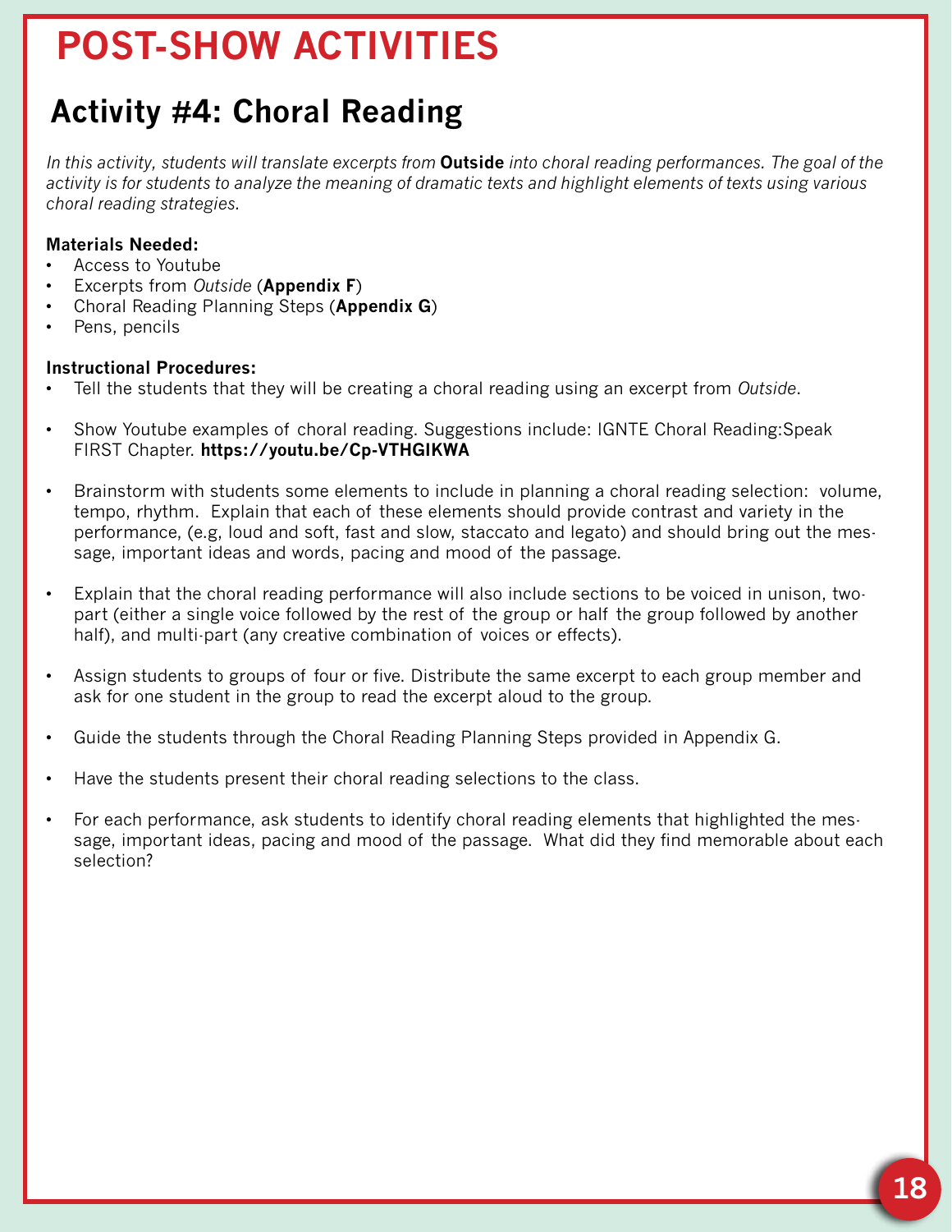# POST-SHOW ACTIVITIES

## Activity #4: Choral Reading

*In this activity, students will translate excerpts from* ***Outside*** *into choral reading performances. The goal of the activity is for students to analyze the meaning of dramatic texts and highlight elements of texts using various choral reading strategies.*

**Materials Needed:**

- Access to Youtube
- Excerpts from *Outside* (**Appendix F**)
- Choral Reading Planning Steps (**Appendix G**)
- Pens, pencils

**Instructional Procedures:**

- Tell the students that they will be creating a choral reading using an excerpt from *Outside*.
- Show Youtube examples of choral reading. Suggestions include: IGNTE Choral Reading:Speak FIRST Chapter. **https://youtu.be/Cp-VTHGIKWA**
- Brainstorm with students some elements to include in planning a choral reading selection: volume, tempo, rhythm. Explain that each of these elements should provide contrast and variety in the performance, (e.g, loud and soft, fast and slow, staccato and legato) and should bring out the message, important ideas and words, pacing and mood of the passage.
- Explain that the choral reading performance will also include sections to be voiced in unison, two-part (either a single voice followed by the rest of the group or half the group followed by another half), and multi-part (any creative combination of voices or effects).
- Assign students to groups of four or five. Distribute the same excerpt to each group member and ask for one student in the group to read the excerpt aloud to the group.
- Guide the students through the Choral Reading Planning Steps provided in Appendix G.
- Have the students present their choral reading selections to the class.
- For each performance, ask students to identify choral reading elements that highlighted the message, important ideas, pacing and mood of the passage. What did they find memorable about each selection?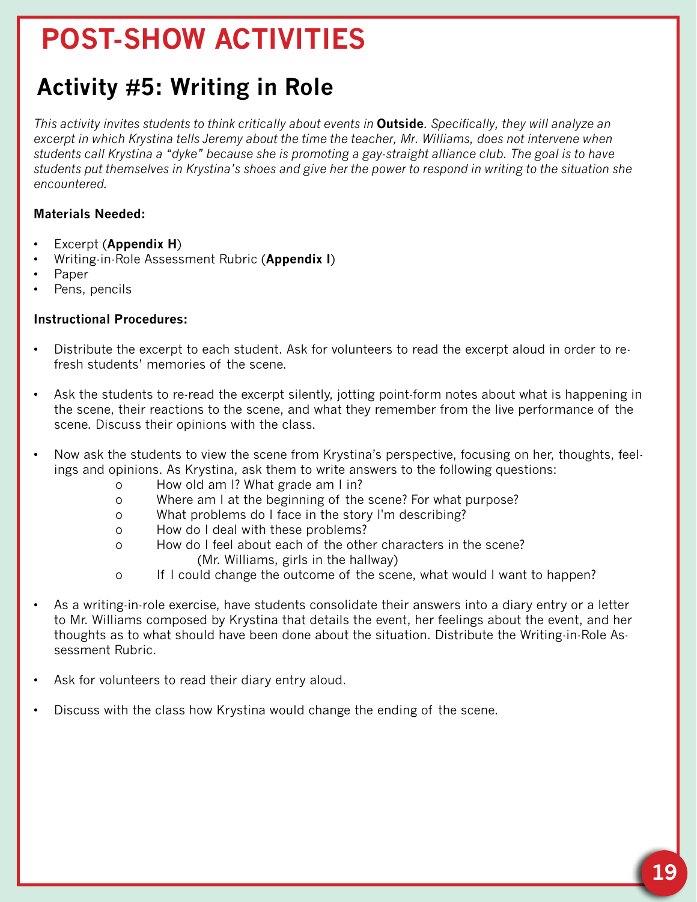# POST-SHOW ACTIVITIES

## Activity #5: Writing in Role

*This activity invites students to think critically about events in* ***Outside****. Specifically, they will analyze an excerpt in which Krystina tells Jeremy about the time the teacher, Mr. Williams, does not intervene when students call Krystina a "dyke" because she is promoting a gay-straight alliance club. The goal is to have students put themselves in Krystina's shoes and give her the power to respond in writing to the situation she encountered.*

**Materials Needed:**

- Excerpt (**Appendix H**)
- Writing-in-Role Assessment Rubric (**Appendix I**)
- Paper
- Pens, pencils

**Instructional Procedures:**

- Distribute the excerpt to each student. Ask for volunteers to read the excerpt aloud in order to refresh students' memories of the scene.

- Ask the students to re-read the excerpt silently, jotting point-form notes about what is happening in the scene, their reactions to the scene, and what they remember from the live performance of the scene. Discuss their opinions with the class.

- Now ask the students to view the scene from Krystina's perspective, focusing on her, thoughts, feelings and opinions. As Krystina, ask them to write answers to the following questions:
    - o How old am I? What grade am I in?
    - o Where am I at the beginning of the scene? For what purpose?
    - o What problems do I face in the story I'm describing?
    - o How do I deal with these problems?
    - o How do I feel about each of the other characters in the scene? (Mr. Williams, girls in the hallway)
    - o If I could change the outcome of the scene, what would I want to happen?

- As a writing-in-role exercise, have students consolidate their answers into a diary entry or a letter to Mr. Williams composed by Krystina that details the event, her feelings about the event, and her thoughts as to what should have been done about the situation. Distribute the Writing-in-Role Assessment Rubric.

- Ask for volunteers to read their diary entry aloud.

- Discuss with the class how Krystina would change the ending of the scene.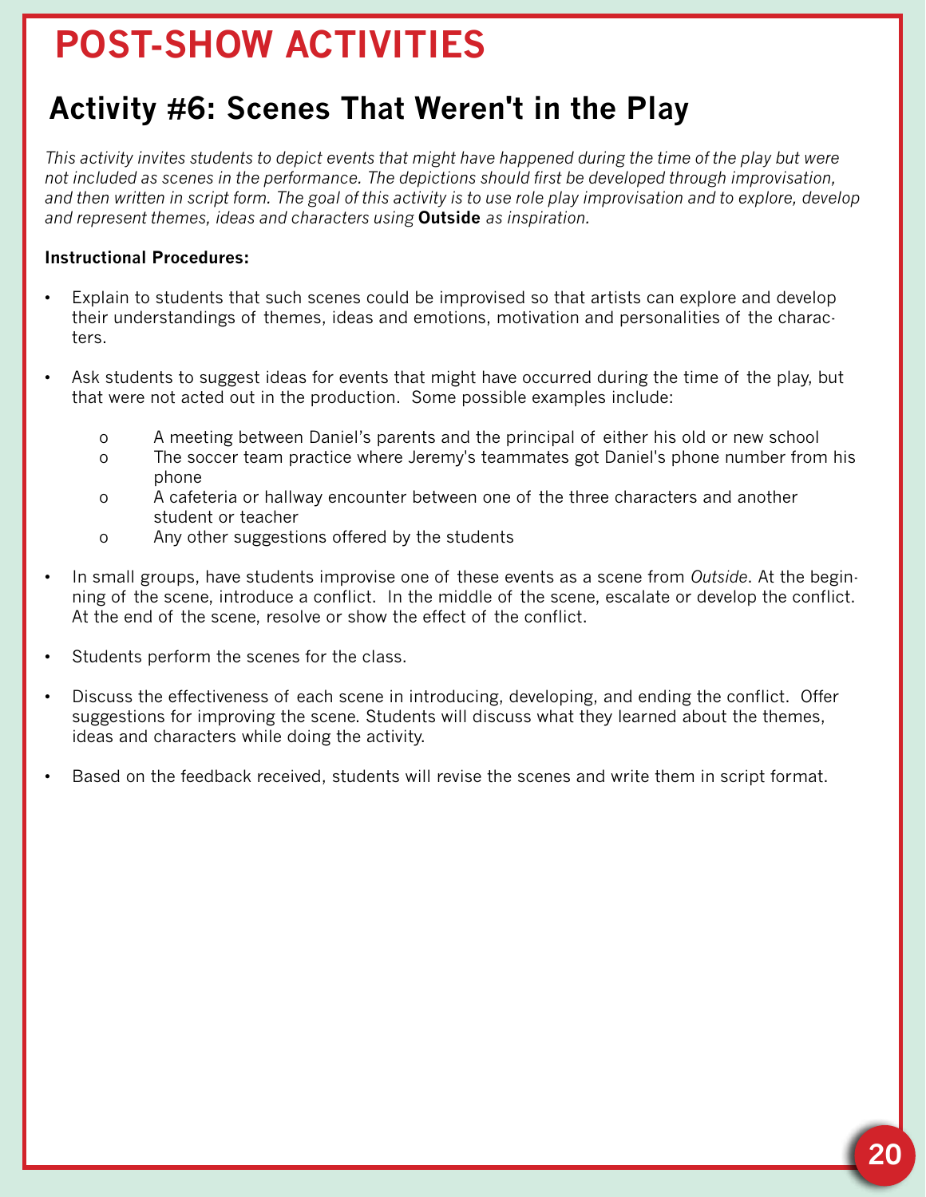# POST-SHOW ACTIVITIES

## Activity #6: Scenes That Weren't in the Play

*This activity invites students to depict events that might have happened during the time of the play but were not included as scenes in the performance. The depictions should first be developed through improvisation, and then written in script form. The goal of this activity is to use role play improvisation and to explore, develop and represent themes, ideas and characters using* ***Outside*** *as inspiration.*

**Instructional Procedures:**

- Explain to students that such scenes could be improvised so that artists can explore and develop their understandings of themes, ideas and emotions, motivation and personalities of the characters.

- Ask students to suggest ideas for events that might have occurred during the time of the play, but that were not acted out in the production. Some possible examples include:

    - A meeting between Daniel's parents and the principal of either his old or new school
    - The soccer team practice where Jeremy's teammates got Daniel's phone number from his phone
    - A cafeteria or hallway encounter between one of the three characters and another student or teacher
    - Any other suggestions offered by the students

- In small groups, have students improvise one of these events as a scene from *Outside*. At the beginning of the scene, introduce a conflict. In the middle of the scene, escalate or develop the conflict. At the end of the scene, resolve or show the effect of the conflict.

- Students perform the scenes for the class.

- Discuss the effectiveness of each scene in introducing, developing, and ending the conflict. Offer suggestions for improving the scene. Students will discuss what they learned about the themes, ideas and characters while doing the activity.

- Based on the feedback received, students will revise the scenes and write them in script format.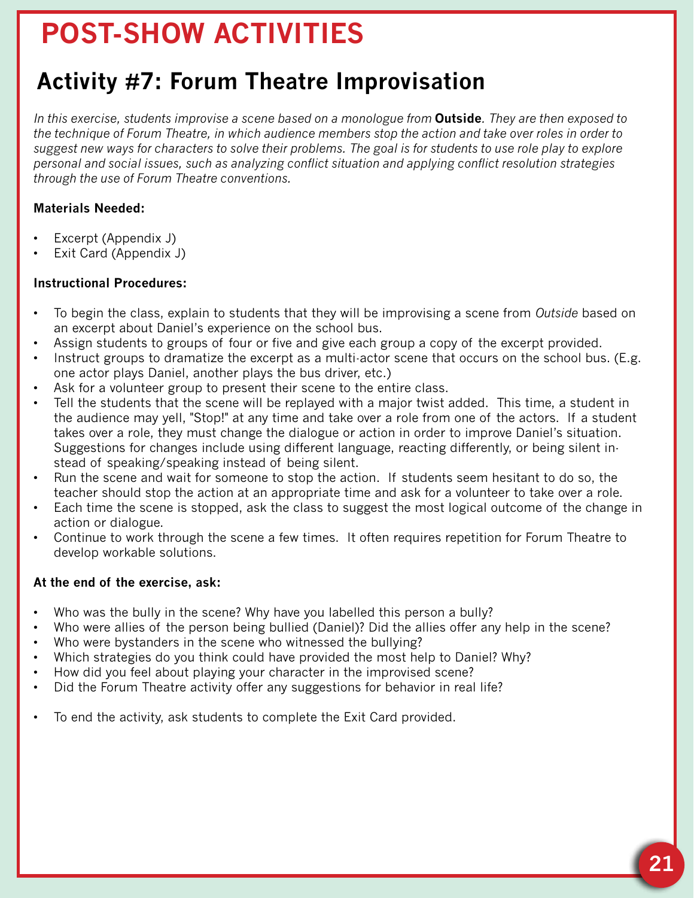# POST-SHOW ACTIVITIES

## Activity #7: Forum Theatre Improvisation

*In this exercise, students improvise a scene based on a monologue from* **Outside***. They are then exposed to the technique of Forum Theatre, in which audience members stop the action and take over roles in order to suggest new ways for characters to solve their problems. The goal is for students to use role play to explore personal and social issues, such as analyzing conflict situation and applying conflict resolution strategies through the use of Forum Theatre conventions.*

**Materials Needed:**

- Excerpt (Appendix J)
- Exit Card (Appendix J)

**Instructional Procedures:**

- To begin the class, explain to students that they will be improvising a scene from *Outside* based on an excerpt about Daniel's experience on the school bus.
- Assign students to groups of four or five and give each group a copy of the excerpt provided.
- Instruct groups to dramatize the excerpt as a multi-actor scene that occurs on the school bus. (E.g. one actor plays Daniel, another plays the bus driver, etc.)
- Ask for a volunteer group to present their scene to the entire class.
- Tell the students that the scene will be replayed with a major twist added. This time, a student in the audience may yell, "Stop!" at any time and take over a role from one of the actors. If a student takes over a role, they must change the dialogue or action in order to improve Daniel's situation. Suggestions for changes include using different language, reacting differently, or being silent instead of speaking/speaking instead of being silent.
- Run the scene and wait for someone to stop the action. If students seem hesitant to do so, the teacher should stop the action at an appropriate time and ask for a volunteer to take over a role.
- Each time the scene is stopped, ask the class to suggest the most logical outcome of the change in action or dialogue.
- Continue to work through the scene a few times. It often requires repetition for Forum Theatre to develop workable solutions.

**At the end of the exercise, ask:**

- Who was the bully in the scene? Why have you labelled this person a bully?
- Who were allies of the person being bullied (Daniel)? Did the allies offer any help in the scene?
- Who were bystanders in the scene who witnessed the bullying?
- Which strategies do you think could have provided the most help to Daniel? Why?
- How did you feel about playing your character in the improvised scene?
- Did the Forum Theatre activity offer any suggestions for behavior in real life?

- To end the activity, ask students to complete the Exit Card provided.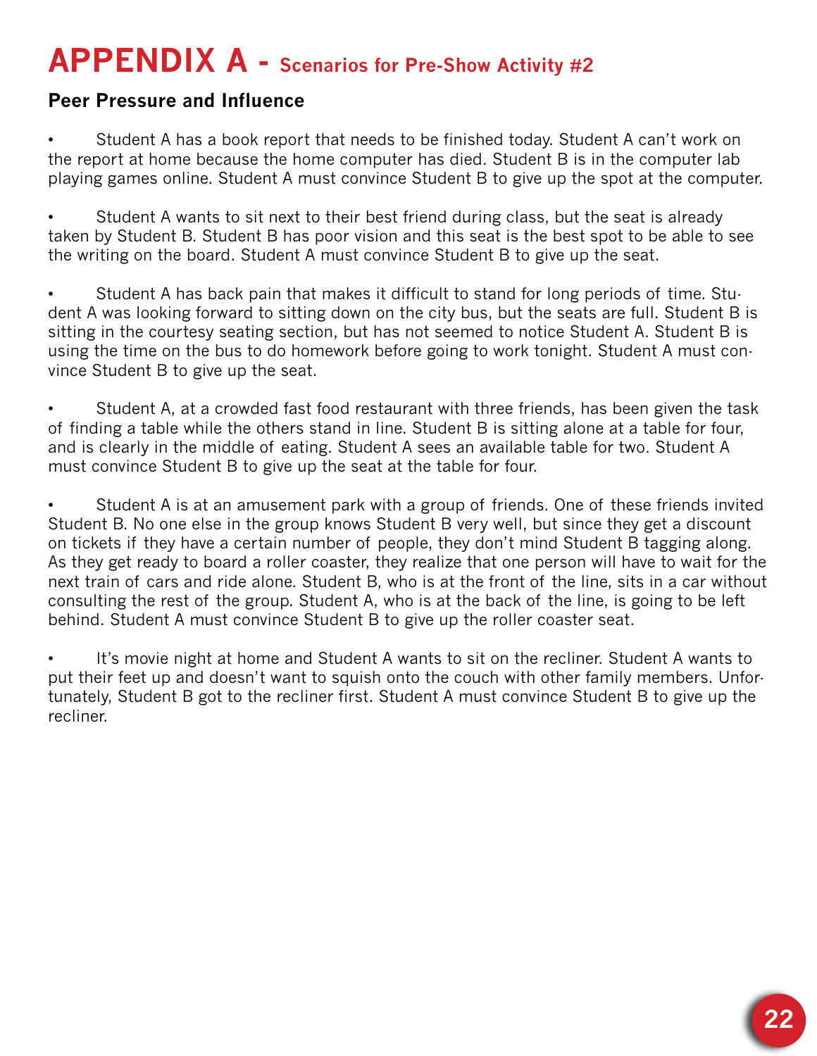# APPENDIX A - Scenarios for Pre-Show Activity #2

### Peer Pressure and Influence

- Student A has a book report that needs to be finished today. Student A can't work on the report at home because the home computer has died. Student B is in the computer lab playing games online. Student A must convince Student B to give up the spot at the computer.

- Student A wants to sit next to their best friend during class, but the seat is already taken by Student B. Student B has poor vision and this seat is the best spot to be able to see the writing on the board. Student A must convince Student B to give up the seat.

- Student A has back pain that makes it difficult to stand for long periods of time. Student A was looking forward to sitting down on the city bus, but the seats are full. Student B is sitting in the courtesy seating section, but has not seemed to notice Student A. Student B is using the time on the bus to do homework before going to work tonight. Student A must convince Student B to give up the seat.

- Student A, at a crowded fast food restaurant with three friends, has been given the task of finding a table while the others stand in line. Student B is sitting alone at a table for four, and is clearly in the middle of eating. Student A sees an available table for two. Student A must convince Student B to give up the seat at the table for four.

- Student A is at an amusement park with a group of friends. One of these friends invited Student B. No one else in the group knows Student B very well, but since they get a discount on tickets if they have a certain number of people, they don't mind Student B tagging along. As they get ready to board a roller coaster, they realize that one person will have to wait for the next train of cars and ride alone. Student B, who is at the front of the line, sits in a car without consulting the rest of the group. Student A, who is at the back of the line, is going to be left behind. Student A must convince Student B to give up the roller coaster seat.

- It's movie night at home and Student A wants to sit on the recliner. Student A wants to put their feet up and doesn't want to squish onto the couch with other family members. Unfortunately, Student B got to the recliner first. Student A must convince Student B to give up the recliner.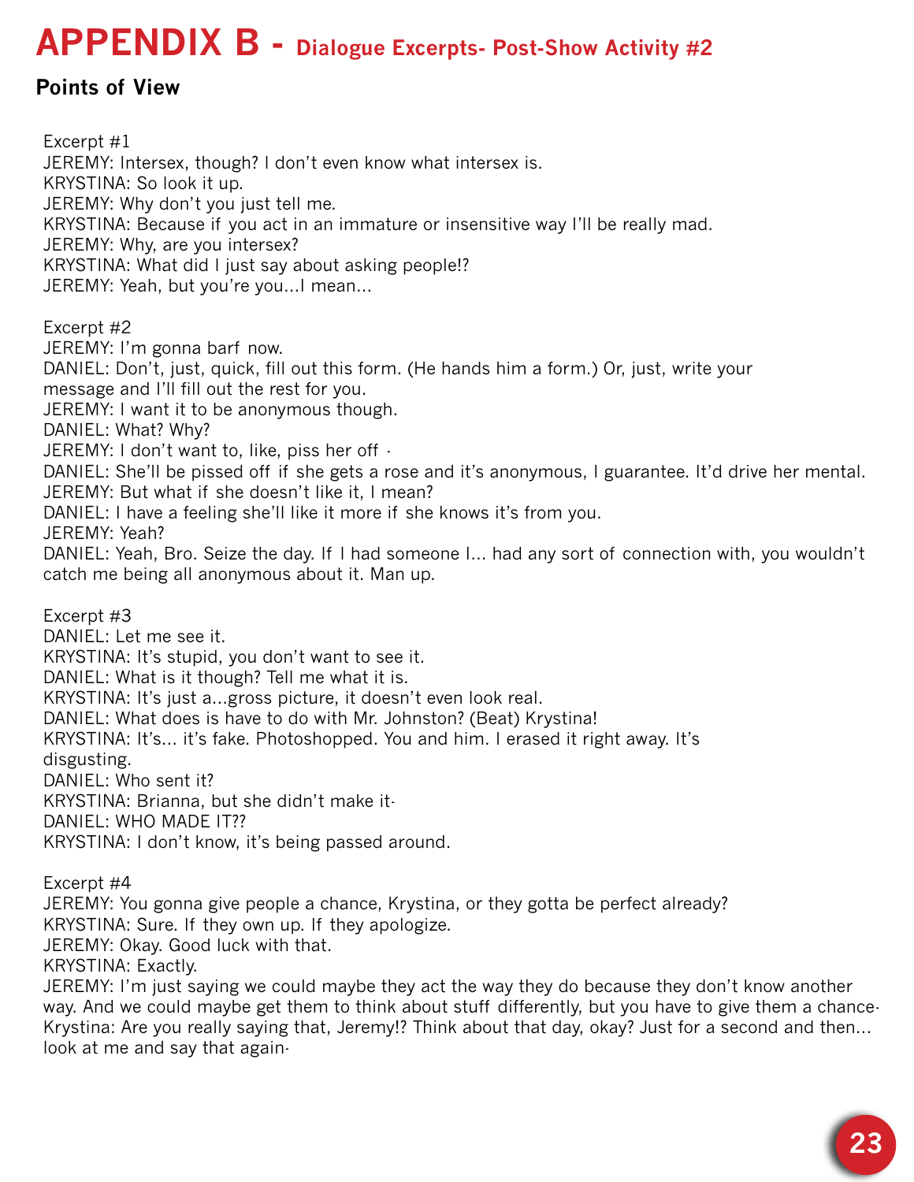# APPENDIX B - Dialogue Excerpts- Post-Show Activity #2

## Points of View

Excerpt #1

JEREMY: Intersex, though? I don't even know what intersex is.
KRYSTINA: So look it up.
JEREMY: Why don't you just tell me.
KRYSTINA: Because if you act in an immature or insensitive way I'll be really mad.
JEREMY: Why, are you intersex?
KRYSTINA: What did I just say about asking people!?
JEREMY: Yeah, but you're you...I mean...

Excerpt #2

JEREMY: I'm gonna barf now.
DANIEL: Don't, just, quick, fill out this form. (He hands him a form.) Or, just, write your message and I'll fill out the rest for you.
JEREMY: I want it to be anonymous though.
DANIEL: What? Why?
JEREMY: I don't want to, like, piss her off -
DANIEL: She'll be pissed off if she gets a rose and it's anonymous, I guarantee. It'd drive her mental.
JEREMY: But what if she doesn't like it, I mean?
DANIEL: I have a feeling she'll like it more if she knows it's from you.
JEREMY: Yeah?
DANIEL: Yeah, Bro. Seize the day. If I had someone I... had any sort of connection with, you wouldn't catch me being all anonymous about it. Man up.

Excerpt #3

DANIEL: Let me see it.
KRYSTINA: It's stupid, you don't want to see it.
DANIEL: What is it though? Tell me what it is.
KRYSTINA: It's just a...gross picture, it doesn't even look real.
DANIEL: What does is have to do with Mr. Johnston? (Beat) Krystina!
KRYSTINA: It's... it's fake. Photoshopped. You and him. I erased it right away. It's disgusting.
DANIEL: Who sent it?
KRYSTINA: Brianna, but she didn't make it-
DANIEL: WHO MADE IT??
KRYSTINA: I don't know, it's being passed around.

Excerpt #4

JEREMY: You gonna give people a chance, Krystina, or they gotta be perfect already?
KRYSTINA: Sure. If they own up. If they apologize.
JEREMY: Okay. Good luck with that.
KRYSTINA: Exactly.
JEREMY: I'm just saying we could maybe they act the way they do because they don't know another way. And we could maybe get them to think about stuff differently, but you have to give them a chance-
Krystina: Are you really saying that, Jeremy!? Think about that day, okay? Just for a second and then... look at me and say that again-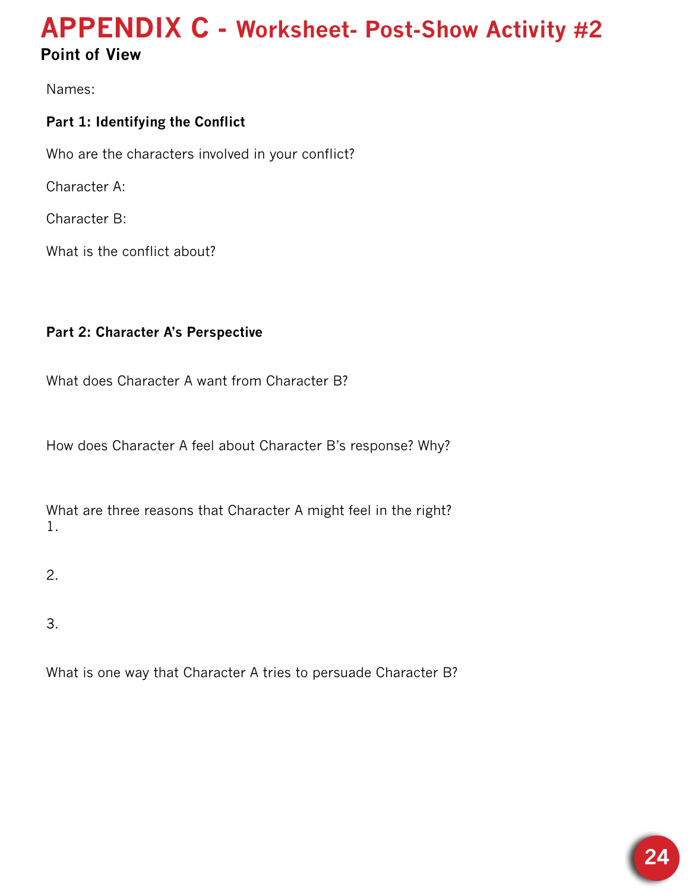# APPENDIX C - Worksheet- Post-Show Activity #2

## Point of View

Names:

**Part 1: Identifying the Conflict**

Who are the characters involved in your conflict?

Character A:

Character B:

What is the conflict about?

**Part 2: Character A's Perspective**

What does Character A want from Character B?

How does Character A feel about Character B's response? Why?

What are three reasons that Character A might feel in the right?

1.

2.

3.

What is one way that Character A tries to persuade Character B?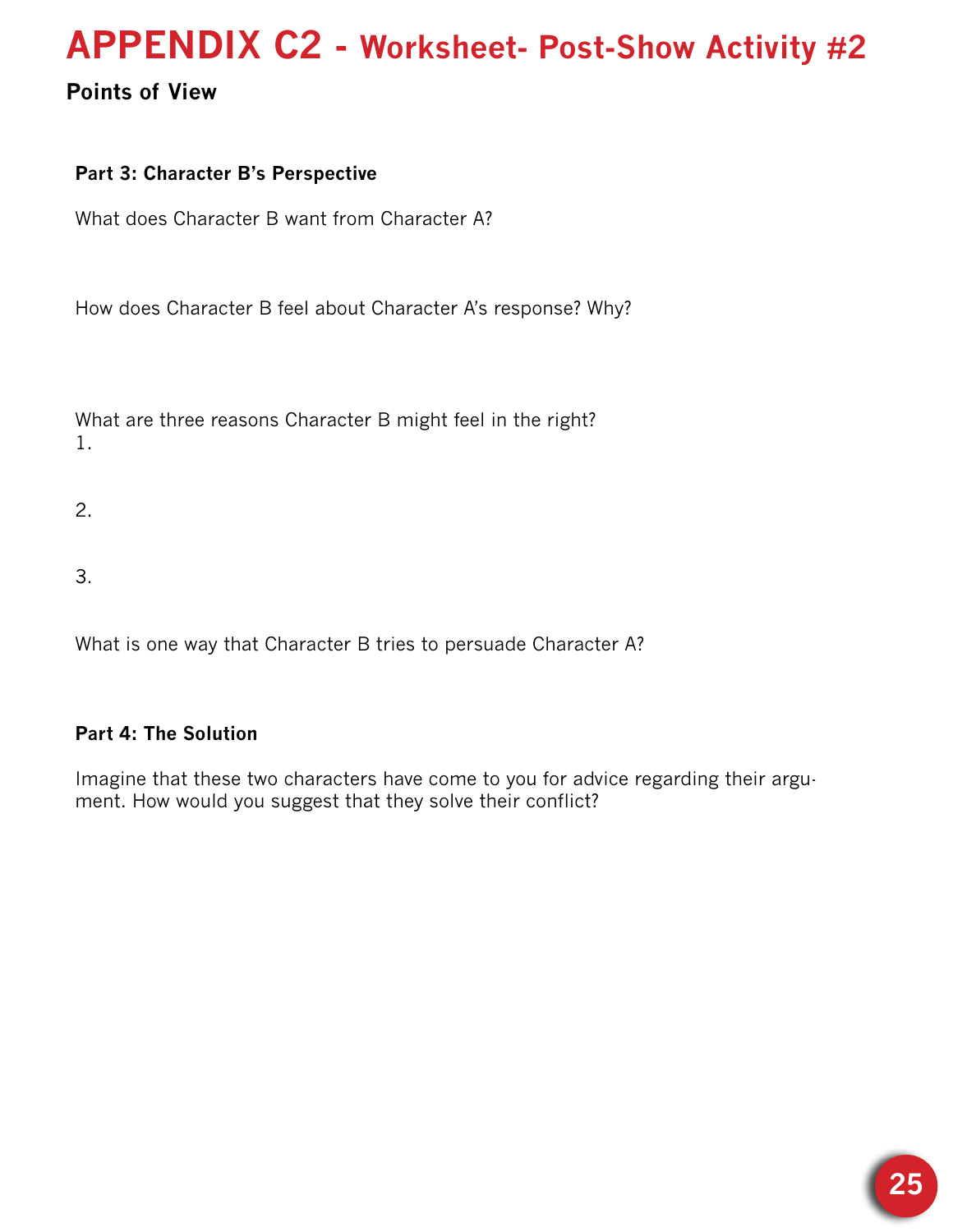# APPENDIX C2 - Worksheet- Post-Show Activity #2

## Points of View

### Part 3: Character B's Perspective

What does Character B want from Character A?

How does Character B feel about Character A's response? Why?

What are three reasons Character B might feel in the right?

1.

2.

3.

What is one way that Character B tries to persuade Character A?

### Part 4: The Solution

Imagine that these two characters have come to you for advice regarding their argument. How would you suggest that they solve their conflict?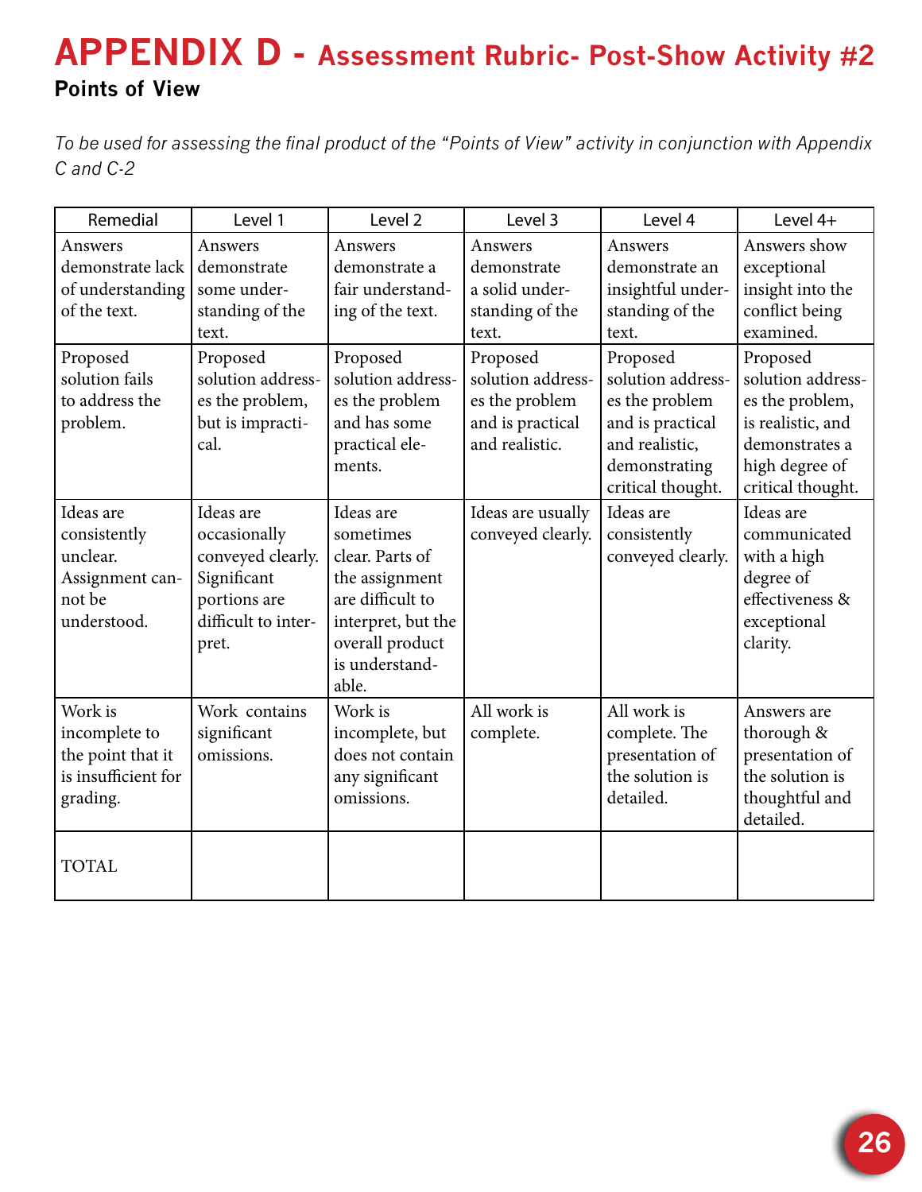# APPENDIX D - Assessment Rubric- Post-Show Activity #2

**Points of View**

*To be used for assessing the final product of the "Points of View" activity in conjunction with Appendix C and C-2*

| Remedial | Level 1 | Level 2 | Level 3 | Level 4 | Level 4+ |
|---|---|---|---|---|---|
| Answers demonstrate lack of understanding of the text. | Answers demonstrate some understanding of the text. | Answers demonstrate a fair understanding of the text. | Answers demonstrate a solid understanding of the text. | Answers demonstrate an insightful understanding of the text. | Answers show exceptional insight into the conflict being examined. |
| Proposed solution fails to address the problem. | Proposed solution addresses the problem, but is impractical. | Proposed solution addresses the problem and has some practical elements. | Proposed solution addresses the problem and is practical and realistic. | Proposed solution addresses the problem and is practical and realistic, demonstrating critical thought. | Proposed solution addresses the problem, is realistic, and demonstrates a high degree of critical thought. |
| Ideas are consistently unclear. Assignment cannot be understood. | Ideas are occasionally conveyed clearly. Significant portions are difficult to interpret. | Ideas are sometimes clear. Parts of the assignment are difficult to interpret, but the overall product is understandable. | Ideas are usually conveyed clearly. | Ideas are consistently conveyed clearly. | Ideas are communicated with a high degree of effectiveness & exceptional clarity. |
| Work is incomplete to the point that it is insufficient for grading. | Work contains significant omissions. | Work is incomplete, but does not contain any significant omissions. | All work is complete. | All work is complete. The presentation of the solution is detailed. | Answers are thorough & presentation of the solution is thoughtful and detailed. |
| TOTAL | | | | | |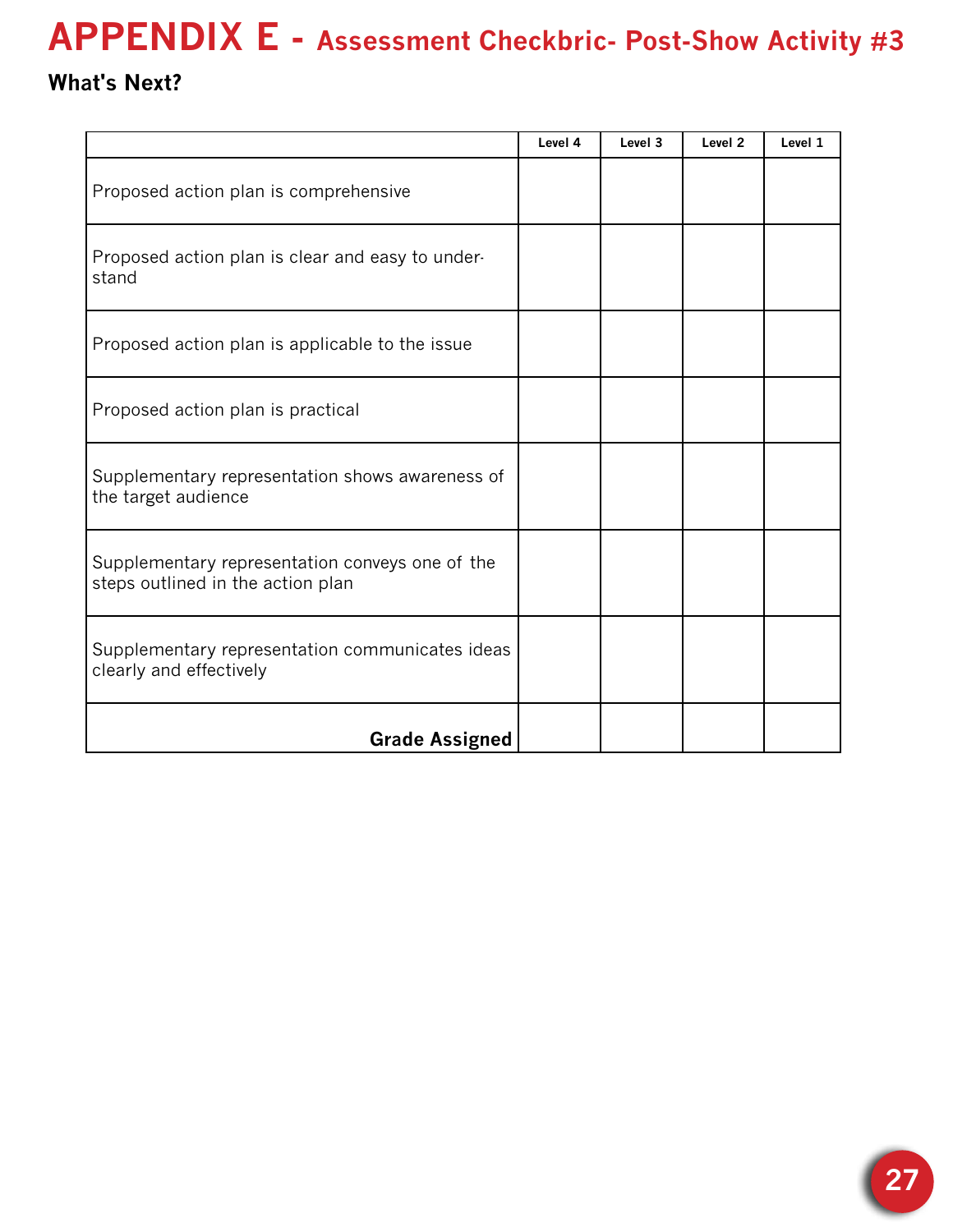# APPENDIX E - Assessment Checkbric- Post-Show Activity #3

**What's Next?**

| | Level 4 | Level 3 | Level 2 | Level 1 |
|---|---|---|---|---|
| Proposed action plan is comprehensive | | | | |
| Proposed action plan is clear and easy to understand | | | | |
| Proposed action plan is applicable to the issue | | | | |
| Proposed action plan is practical | | | | |
| Supplementary representation shows awareness of the target audience | | | | |
| Supplementary representation conveys one of the steps outlined in the action plan | | | | |
| Supplementary representation communicates ideas clearly and effectively | | | | |
| **Grade Assigned** | | | | |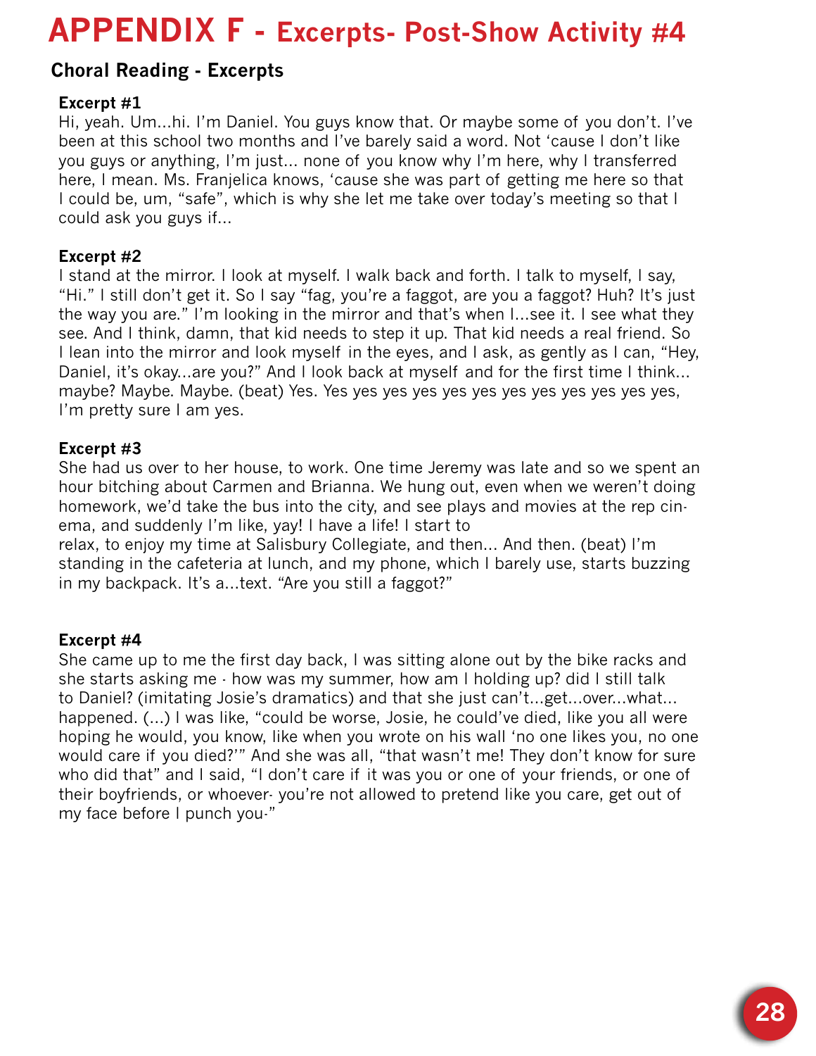# APPENDIX F - Excerpts- Post-Show Activity #4

## Choral Reading - Excerpts

**Excerpt #1**

Hi, yeah. Um...hi. I'm Daniel. You guys know that. Or maybe some of you don't. I've been at this school two months and I've barely said a word. Not 'cause I don't like you guys or anything, I'm just... none of you know why I'm here, why I transferred here, I mean. Ms. Franjelica knows, 'cause she was part of getting me here so that I could be, um, "safe", which is why she let me take over today's meeting so that I could ask you guys if...

**Excerpt #2**

I stand at the mirror. I look at myself. I walk back and forth. I talk to myself, I say, "Hi." I still don't get it. So I say "fag, you're a faggot, are you a faggot? Huh? It's just the way you are." I'm looking in the mirror and that's when I...see it. I see what they see. And I think, damn, that kid needs to step it up. That kid needs a real friend. So I lean into the mirror and look myself in the eyes, and I ask, as gently as I can, "Hey, Daniel, it's okay...are you?" And I look back at myself and for the first time I think... maybe? Maybe. Maybe. (beat) Yes. Yes yes yes yes yes yes yes yes yes yes yes yes, I'm pretty sure I am yes.

**Excerpt #3**

She had us over to her house, to work. One time Jeremy was late and so we spent an hour bitching about Carmen and Brianna. We hung out, even when we weren't doing homework, we'd take the bus into the city, and see plays and movies at the rep cinema, and suddenly I'm like, yay! I have a life! I start to relax, to enjoy my time at Salisbury Collegiate, and then... And then. (beat) I'm standing in the cafeteria at lunch, and my phone, which I barely use, starts buzzing in my backpack. It's a...text. "Are you still a faggot?"

**Excerpt #4**

She came up to me the first day back, I was sitting alone out by the bike racks and she starts asking me - how was my summer, how am I holding up? did I still talk to Daniel? (imitating Josie's dramatics) and that she just can't...get...over...what... happened. (...) I was like, "could be worse, Josie, he could've died, like you all were hoping he would, you know, like when you wrote on his wall 'no one likes you, no one would care if you died?'" And she was all, "that wasn't me! They don't know for sure who did that" and I said, "I don't care if it was you or one of your friends, or one of their boyfriends, or whoever- you're not allowed to pretend like you care, get out of my face before I punch you-"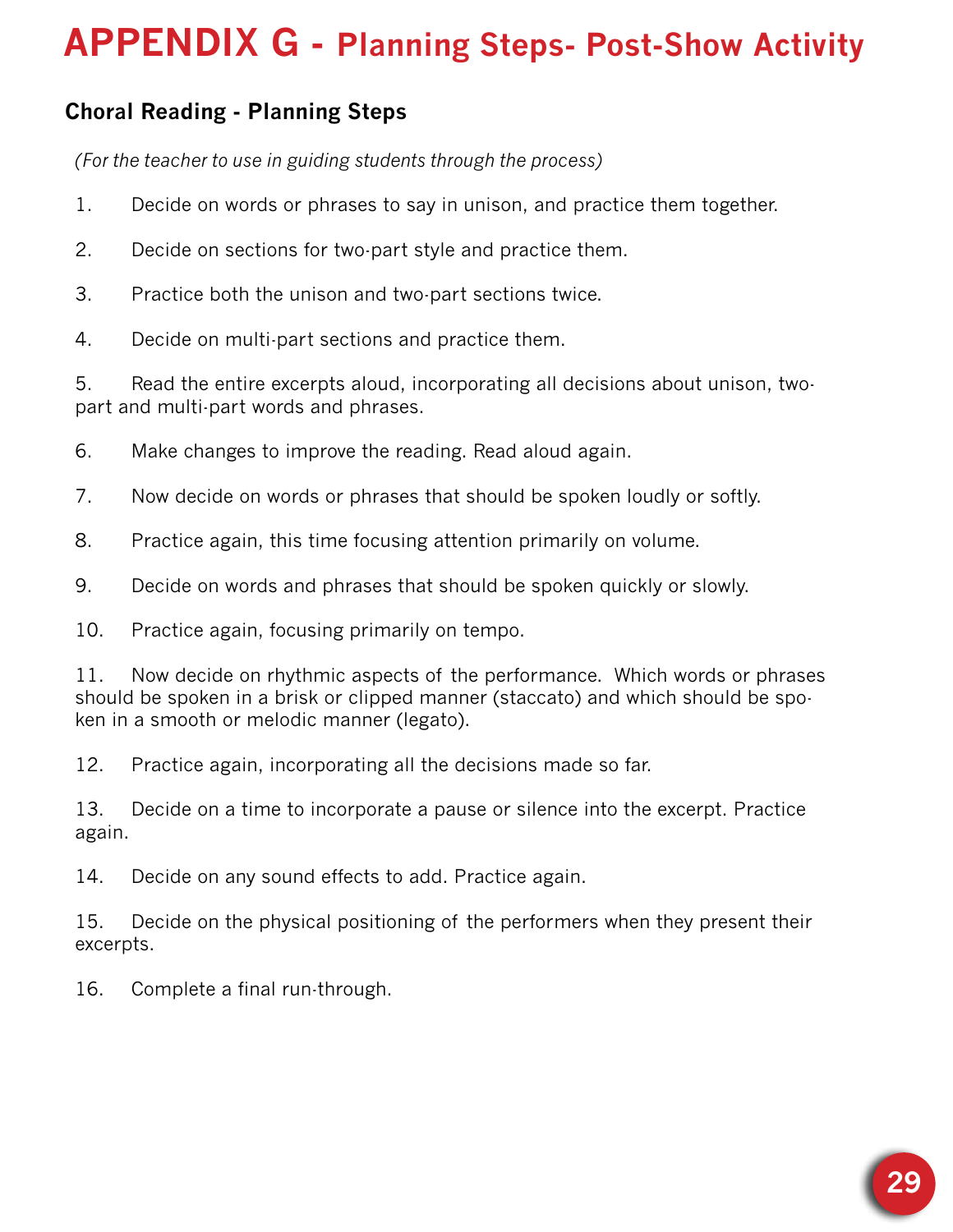# APPENDIX G - Planning Steps- Post-Show Activity

### Choral Reading - Planning Steps

*(For the teacher to use in guiding students through the process)*

1. Decide on words or phrases to say in unison, and practice them together.

2. Decide on sections for two-part style and practice them.

3. Practice both the unison and two-part sections twice.

4. Decide on multi-part sections and practice them.

5. Read the entire excerpts aloud, incorporating all decisions about unison, two-part and multi-part words and phrases.

6. Make changes to improve the reading. Read aloud again.

7. Now decide on words or phrases that should be spoken loudly or softly.

8. Practice again, this time focusing attention primarily on volume.

9. Decide on words and phrases that should be spoken quickly or slowly.

10. Practice again, focusing primarily on tempo.

11. Now decide on rhythmic aspects of the performance. Which words or phrases should be spoken in a brisk or clipped manner (staccato) and which should be spoken in a smooth or melodic manner (legato).

12. Practice again, incorporating all the decisions made so far.

13. Decide on a time to incorporate a pause or silence into the excerpt. Practice again.

14. Decide on any sound effects to add. Practice again.

15. Decide on the physical positioning of the performers when they present their excerpts.

16. Complete a final run-through.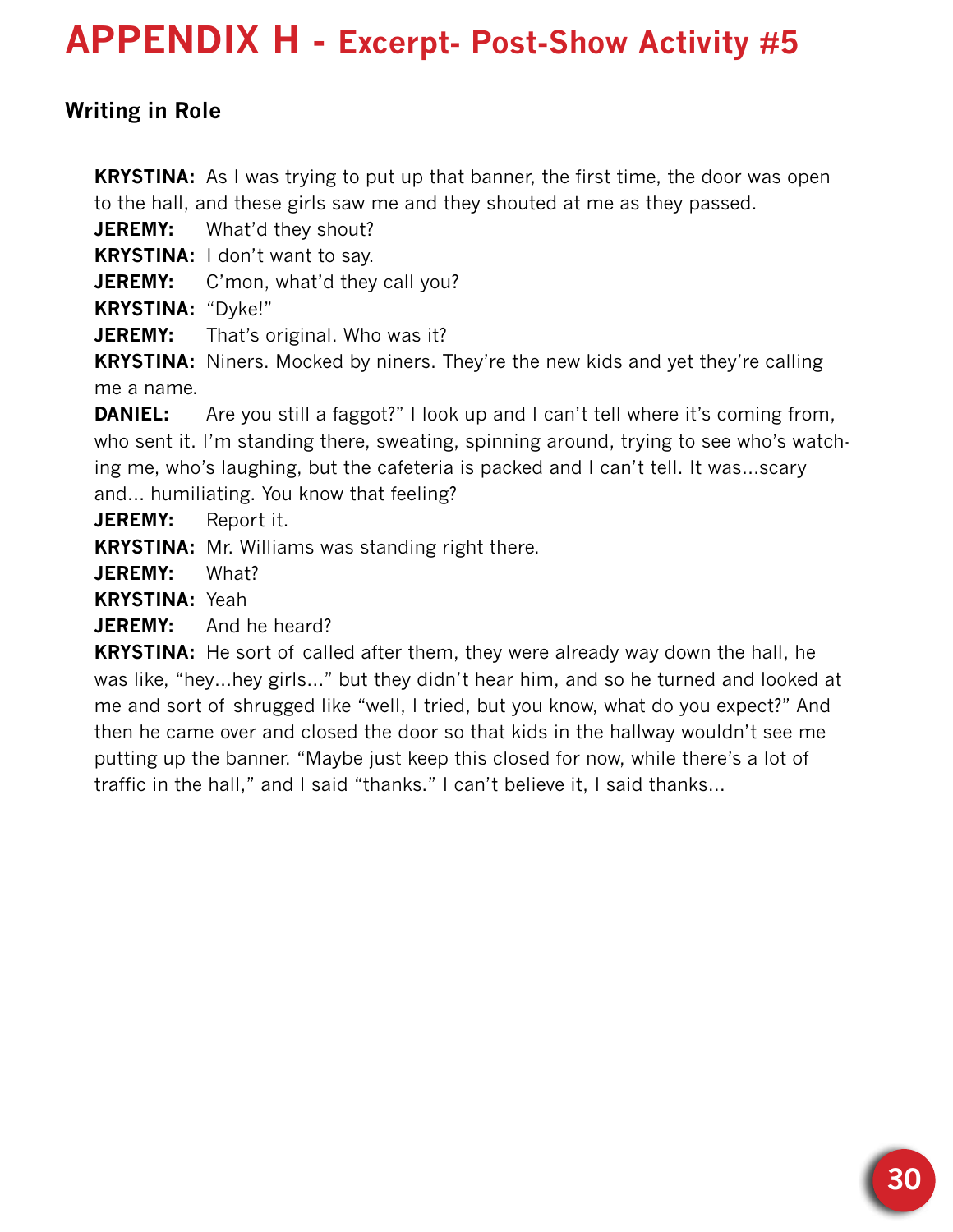# APPENDIX H - Excerpt- Post-Show Activity #5

### Writing in Role

**KRYSTINA:** As I was trying to put up that banner, the first time, the door was open to the hall, and these girls saw me and they shouted at me as they passed.

**JEREMY:** What'd they shout?

**KRYSTINA:** I don't want to say.

**JEREMY:** C'mon, what'd they call you?

**KRYSTINA:** "Dyke!"

**JEREMY:** That's original. Who was it?

**KRYSTINA:** Niners. Mocked by niners. They're the new kids and yet they're calling me a name.

**DANIEL:** Are you still a faggot?" I look up and I can't tell where it's coming from, who sent it. I'm standing there, sweating, spinning around, trying to see who's watching me, who's laughing, but the cafeteria is packed and I can't tell. It was...scary and... humiliating. You know that feeling?

**JEREMY:** Report it.

**KRYSTINA:** Mr. Williams was standing right there.

**JEREMY:** What?

**KRYSTINA:** Yeah

**JEREMY:** And he heard?

**KRYSTINA:** He sort of called after them, they were already way down the hall, he was like, "hey...hey girls..." but they didn't hear him, and so he turned and looked at me and sort of shrugged like "well, I tried, but you know, what do you expect?" And then he came over and closed the door so that kids in the hallway wouldn't see me putting up the banner. "Maybe just keep this closed for now, while there's a lot of traffic in the hall," and I said "thanks." I can't believe it, I said thanks...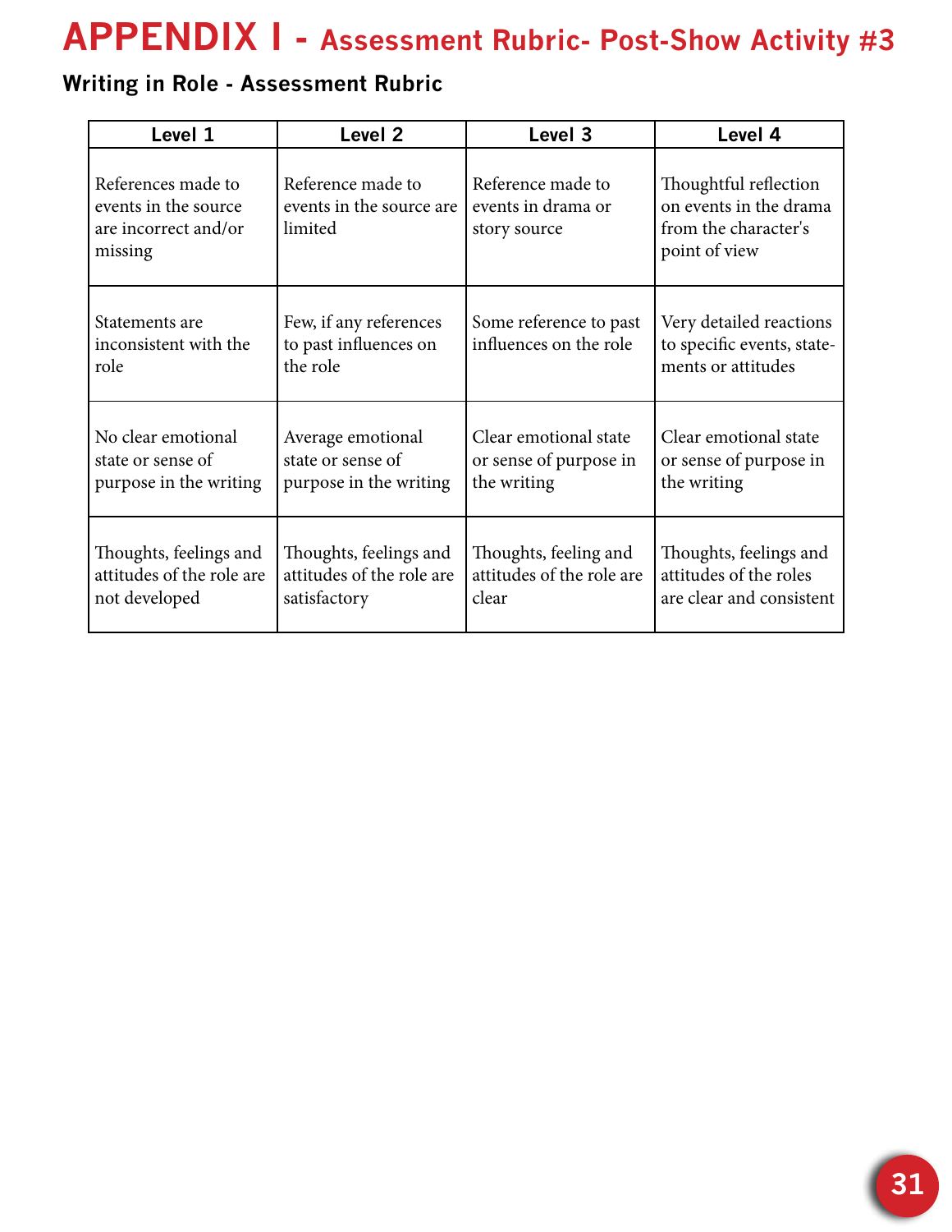# APPENDIX I - Assessment Rubric- Post-Show Activity #3

### Writing in Role - Assessment Rubric

| Level 1 | Level 2 | Level 3 | Level 4 |
|---|---|---|---|
| References made to events in the source are incorrect and/or missing | Reference made to events in the source are limited | Reference made to events in drama or story source | Thoughtful reflection on events in the drama from the character's point of view |
| Statements are inconsistent with the role | Few, if any references to past influences on the role | Some reference to past influences on the role | Very detailed reactions to specific events, statements or attitudes |
| No clear emotional state or sense of purpose in the writing | Average emotional state or sense of purpose in the writing | Clear emotional state or sense of purpose in the writing | Clear emotional state or sense of purpose in the writing |
| Thoughts, feelings and attitudes of the role are not developed | Thoughts, feelings and attitudes of the role are satisfactory | Thoughts, feeling and attitudes of the role are clear | Thoughts, feelings and attitudes of the roles are clear and consistent |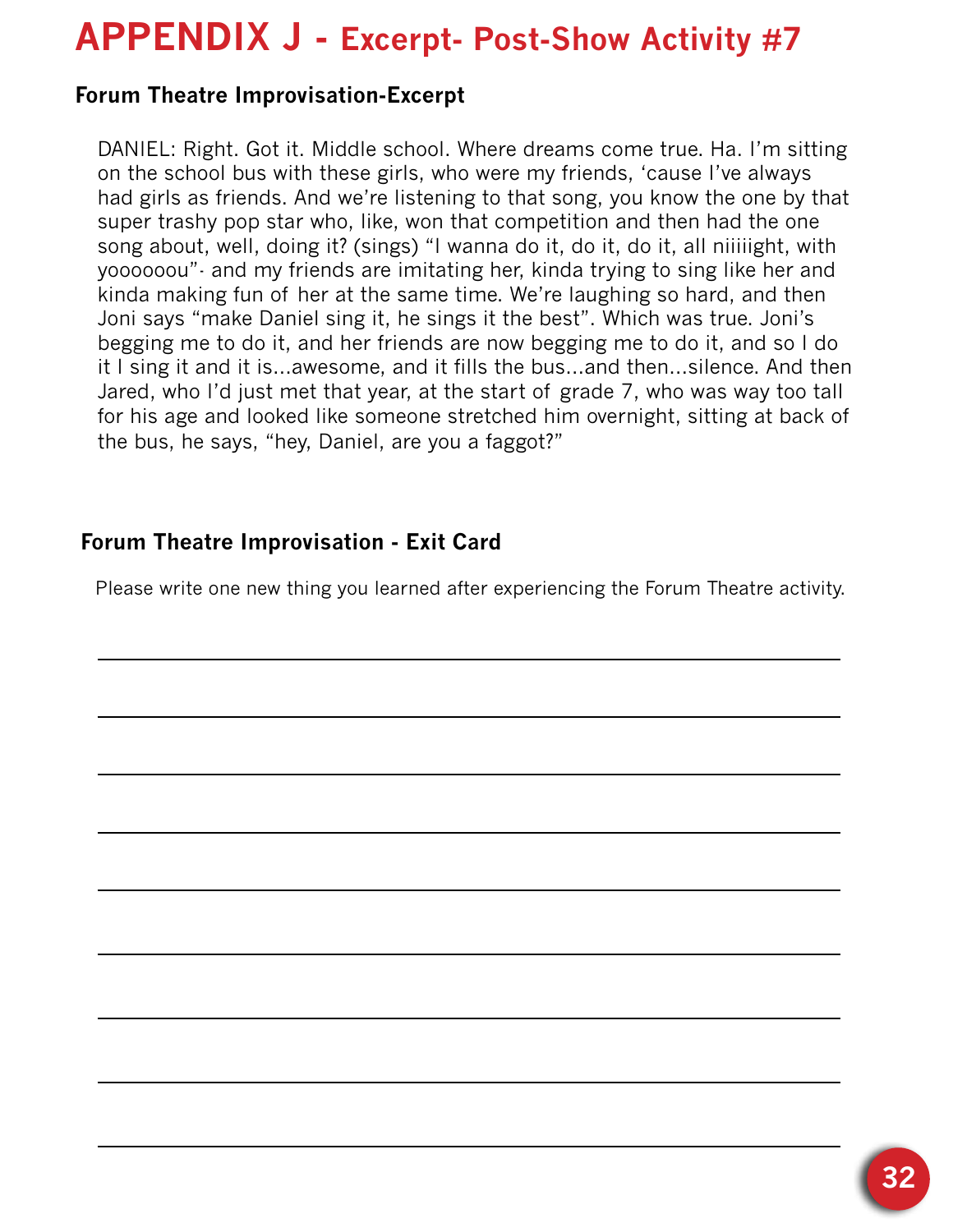# APPENDIX J - Excerpt- Post-Show Activity #7

### Forum Theatre Improvisation-Excerpt

DANIEL: Right. Got it. Middle school. Where dreams come true. Ha. I'm sitting on the school bus with these girls, who were my friends, 'cause I've always had girls as friends. And we're listening to that song, you know the one by that super trashy pop star who, like, won that competition and then had the one song about, well, doing it? (sings) "I wanna do it, do it, do it, all niiiiight, with yoooooou"· and my friends are imitating her, kinda trying to sing like her and kinda making fun of her at the same time. We're laughing so hard, and then Joni says "make Daniel sing it, he sings it the best". Which was true. Joni's begging me to do it, and her friends are now begging me to do it, and so I do it I sing it and it is...awesome, and it fills the bus...and then...silence. And then Jared, who I'd just met that year, at the start of grade 7, who was way too tall for his age and looked like someone stretched him overnight, sitting at back of the bus, he says, "hey, Daniel, are you a faggot?"

### Forum Theatre Improvisation - Exit Card

Please write one new thing you learned after experiencing the Forum Theatre activity.

\_\_\_\_\_\_\_\_\_\_\_\_\_\_\_\_\_\_\_\_\_\_\_\_\_\_\_\_\_\_\_\_\_\_\_\_\_\_\_\_\_\_\_\_\_\_\_\_\_\_\_\_\_\_\_\_

\_\_\_\_\_\_\_\_\_\_\_\_\_\_\_\_\_\_\_\_\_\_\_\_\_\_\_\_\_\_\_\_\_\_\_\_\_\_\_\_\_\_\_\_\_\_\_\_\_\_\_\_\_\_\_\_

\_\_\_\_\_\_\_\_\_\_\_\_\_\_\_\_\_\_\_\_\_\_\_\_\_\_\_\_\_\_\_\_\_\_\_\_\_\_\_\_\_\_\_\_\_\_\_\_\_\_\_\_\_\_\_\_

\_\_\_\_\_\_\_\_\_\_\_\_\_\_\_\_\_\_\_\_\_\_\_\_\_\_\_\_\_\_\_\_\_\_\_\_\_\_\_\_\_\_\_\_\_\_\_\_\_\_\_\_\_\_\_\_

\_\_\_\_\_\_\_\_\_\_\_\_\_\_\_\_\_\_\_\_\_\_\_\_\_\_\_\_\_\_\_\_\_\_\_\_\_\_\_\_\_\_\_\_\_\_\_\_\_\_\_\_\_\_\_\_

\_\_\_\_\_\_\_\_\_\_\_\_\_\_\_\_\_\_\_\_\_\_\_\_\_\_\_\_\_\_\_\_\_\_\_\_\_\_\_\_\_\_\_\_\_\_\_\_\_\_\_\_\_\_\_\_

\_\_\_\_\_\_\_\_\_\_\_\_\_\_\_\_\_\_\_\_\_\_\_\_\_\_\_\_\_\_\_\_\_\_\_\_\_\_\_\_\_\_\_\_\_\_\_\_\_\_\_\_\_\_\_\_

\_\_\_\_\_\_\_\_\_\_\_\_\_\_\_\_\_\_\_\_\_\_\_\_\_\_\_\_\_\_\_\_\_\_\_\_\_\_\_\_\_\_\_\_\_\_\_\_\_\_\_\_\_\_\_\_

\_\_\_\_\_\_\_\_\_\_\_\_\_\_\_\_\_\_\_\_\_\_\_\_\_\_\_\_\_\_\_\_\_\_\_\_\_\_\_\_\_\_\_\_\_\_\_\_\_\_\_\_\_\_\_\_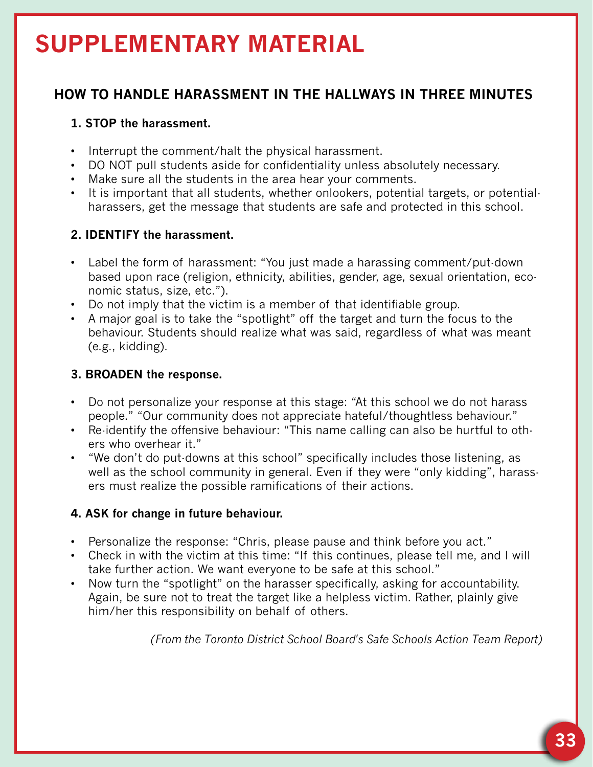# SUPPLEMENTARY MATERIAL

## HOW TO HANDLE HARASSMENT IN THE HALLWAYS IN THREE MINUTES

### 1. STOP the harassment.

- Interrupt the comment/halt the physical harassment.
- DO NOT pull students aside for confidentiality unless absolutely necessary.
- Make sure all the students in the area hear your comments.
- It is important that all students, whether onlookers, potential targets, or potential-harassers, get the message that students are safe and protected in this school.

### 2. IDENTIFY the harassment.

- Label the form of harassment: "You just made a harassing comment/put-down based upon race (religion, ethnicity, abilities, gender, age, sexual orientation, economic status, size, etc.").
- Do not imply that the victim is a member of that identifiable group.
- A major goal is to take the "spotlight" off the target and turn the focus to the behaviour. Students should realize what was said, regardless of what was meant (e.g., kidding).

### 3. BROADEN the response.

- Do not personalize your response at this stage: "At this school we do not harass people." "Our community does not appreciate hateful/thoughtless behaviour."
- Re-identify the offensive behaviour: "This name calling can also be hurtful to others who overhear it."
- "We don't do put-downs at this school" specifically includes those listening, as well as the school community in general. Even if they were "only kidding", harassers must realize the possible ramifications of their actions.

### 4. ASK for change in future behaviour.

- Personalize the response: "Chris, please pause and think before you act."
- Check in with the victim at this time: "If this continues, please tell me, and I will take further action. We want everyone to be safe at this school."
- Now turn the "spotlight" on the harasser specifically, asking for accountability. Again, be sure not to treat the target like a helpless victim. Rather, plainly give him/her this responsibility on behalf of others.

*(From the Toronto District School Board's Safe Schools Action Team Report)*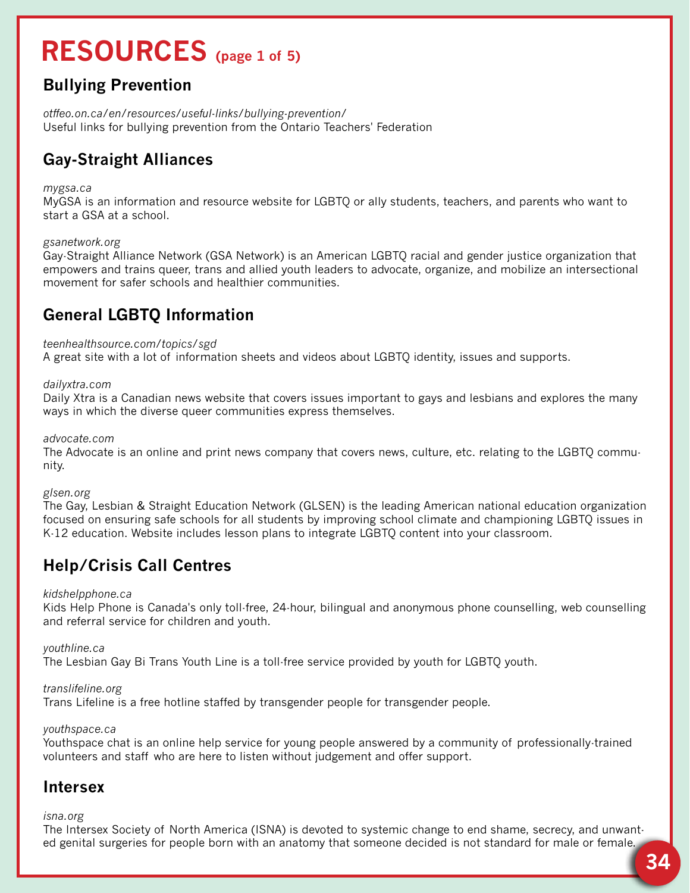# RESOURCES (page 1 of 5)

## Bullying Prevention

*otffeo.on.ca/en/resources/useful-links/bullying-prevention/*
Useful links for bullying prevention from the Ontario Teachers' Federation

## Gay-Straight Alliances

*mygsa.ca*
MyGSA is an information and resource website for LGBTQ or ally students, teachers, and parents who want to start a GSA at a school.

*gsanetwork.org*
Gay-Straight Alliance Network (GSA Network) is an American LGBTQ racial and gender justice organization that empowers and trains queer, trans and allied youth leaders to advocate, organize, and mobilize an intersectional movement for safer schools and healthier communities.

## General LGBTQ Information

*teenhealthsource.com/topics/sgd*
A great site with a lot of information sheets and videos about LGBTQ identity, issues and supports.

*dailyxtra.com*
Daily Xtra is a Canadian news website that covers issues important to gays and lesbians and explores the many ways in which the diverse queer communities express themselves.

*advocate.com*
The Advocate is an online and print news company that covers news, culture, etc. relating to the LGBTQ community.

*glsen.org*
The Gay, Lesbian & Straight Education Network (GLSEN) is the leading American national education organization focused on ensuring safe schools for all students by improving school climate and championing LGBTQ issues in K-12 education. Website includes lesson plans to integrate LGBTQ content into your classroom.

## Help/Crisis Call Centres

*kidshelpphone.ca*
Kids Help Phone is Canada's only toll-free, 24-hour, bilingual and anonymous phone counselling, web counselling and referral service for children and youth.

*youthline.ca*
The Lesbian Gay Bi Trans Youth Line is a toll-free service provided by youth for LGBTQ youth.

*translifeline.org*
Trans Lifeline is a free hotline staffed by transgender people for transgender people.

*youthspace.ca*
Youthspace chat is an online help service for young people answered by a community of professionally-trained volunteers and staff who are here to listen without judgement and offer support.

## Intersex

*isna.org*
The Intersex Society of North America (ISNA) is devoted to systemic change to end shame, secrecy, and unwanted genital surgeries for people born with an anatomy that someone decided is not standard for male or female.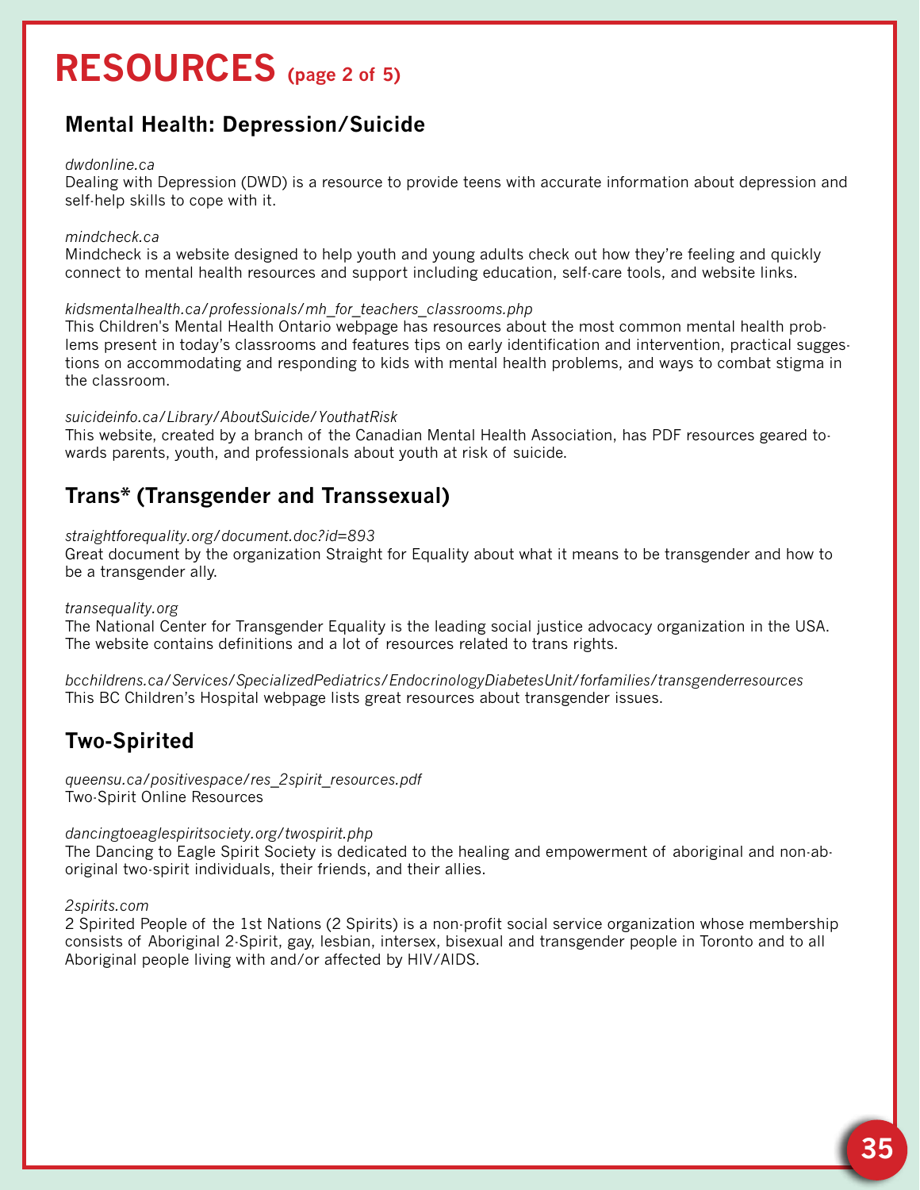# RESOURCES (page 2 of 5)

## Mental Health: Depression/Suicide

*dwdonline.ca*
Dealing with Depression (DWD) is a resource to provide teens with accurate information about depression and self-help skills to cope with it.

*mindcheck.ca*
Mindcheck is a website designed to help youth and young adults check out how they're feeling and quickly connect to mental health resources and support including education, self-care tools, and website links.

*kidsmentalhealth.ca/professionals/mh_for_teachers_classrooms.php*
This Children's Mental Health Ontario webpage has resources about the most common mental health problems present in today's classrooms and features tips on early identification and intervention, practical suggestions on accommodating and responding to kids with mental health problems, and ways to combat stigma in the classroom.

*suicideinfo.ca/Library/AboutSuicide/YouthatRisk*
This website, created by a branch of the Canadian Mental Health Association, has PDF resources geared towards parents, youth, and professionals about youth at risk of suicide.

## Trans* (Transgender and Transsexual)

*straightforequality.org/document.doc?id=893*
Great document by the organization Straight for Equality about what it means to be transgender and how to be a transgender ally.

*transequality.org*
The National Center for Transgender Equality is the leading social justice advocacy organization in the USA. The website contains definitions and a lot of resources related to trans rights.

*bcchildrens.ca/Services/SpecializedPediatrics/EndocrinologyDiabetesUnit/forfamilies/transgenderresources*
This BC Children's Hospital webpage lists great resources about transgender issues.

## Two-Spirited

*queensu.ca/positivespace/res_2spirit_resources.pdf*
Two-Spirit Online Resources

*dancingtoeaglespiritsociety.org/twospirit.php*
The Dancing to Eagle Spirit Society is dedicated to the healing and empowerment of aboriginal and non-aboriginal two-spirit individuals, their friends, and their allies.

*2spirits.com*
2 Spirited People of the 1st Nations (2 Spirits) is a non-profit social service organization whose membership consists of Aboriginal 2-Spirit, gay, lesbian, intersex, bisexual and transgender people in Toronto and to all Aboriginal people living with and/or affected by HIV/AIDS.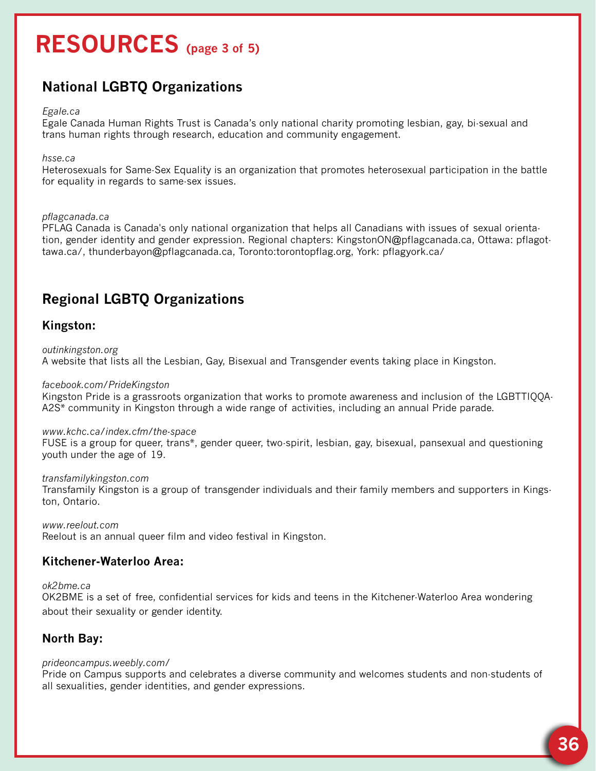# RESOURCES (page 3 of 5)

## National LGBTQ Organizations

*Egale.ca*
Egale Canada Human Rights Trust is Canada's only national charity promoting lesbian, gay, bi-sexual and trans human rights through research, education and community engagement.

*hsse.ca*
Heterosexuals for Same-Sex Equality is an organization that promotes heterosexual participation in the battle for equality in regards to same-sex issues.

*pflagcanada.ca*
PFLAG Canada is Canada's only national organization that helps all Canadians with issues of sexual orientation, gender identity and gender expression. Regional chapters: KingstonON@pflagcanada.ca, Ottawa: pflagottawa.ca/, thunderbayon@pflagcanada.ca, Toronto:torontopflag.org, York: pflagyork.ca/

## Regional LGBTQ Organizations

### Kingston:

*outinkingston.org*
A website that lists all the Lesbian, Gay, Bisexual and Transgender events taking place in Kingston.

*facebook.com/PrideKingston*
Kingston Pride is a grassroots organization that works to promote awareness and inclusion of the LGBTTIQQA-A2S* community in Kingston through a wide range of activities, including an annual Pride parade.

*www.kchc.ca/index.cfm/the-space*
FUSE is a group for queer, trans*, gender queer, two-spirit, lesbian, gay, bisexual, pansexual and questioning youth under the age of 19.

*transfamilykingston.com*
Transfamily Kingston is a group of transgender individuals and their family members and supporters in Kingston, Ontario.

*www.reelout.com*
Reelout is an annual queer film and video festival in Kingston.

### Kitchener-Waterloo Area:

*ok2bme.ca*
OK2BME is a set of free, confidential services for kids and teens in the Kitchener-Waterloo Area wondering about their sexuality or gender identity.

### North Bay:

*prideoncampus.weebly.com/*
Pride on Campus supports and celebrates a diverse community and welcomes students and non-students of all sexualities, gender identities, and gender expressions.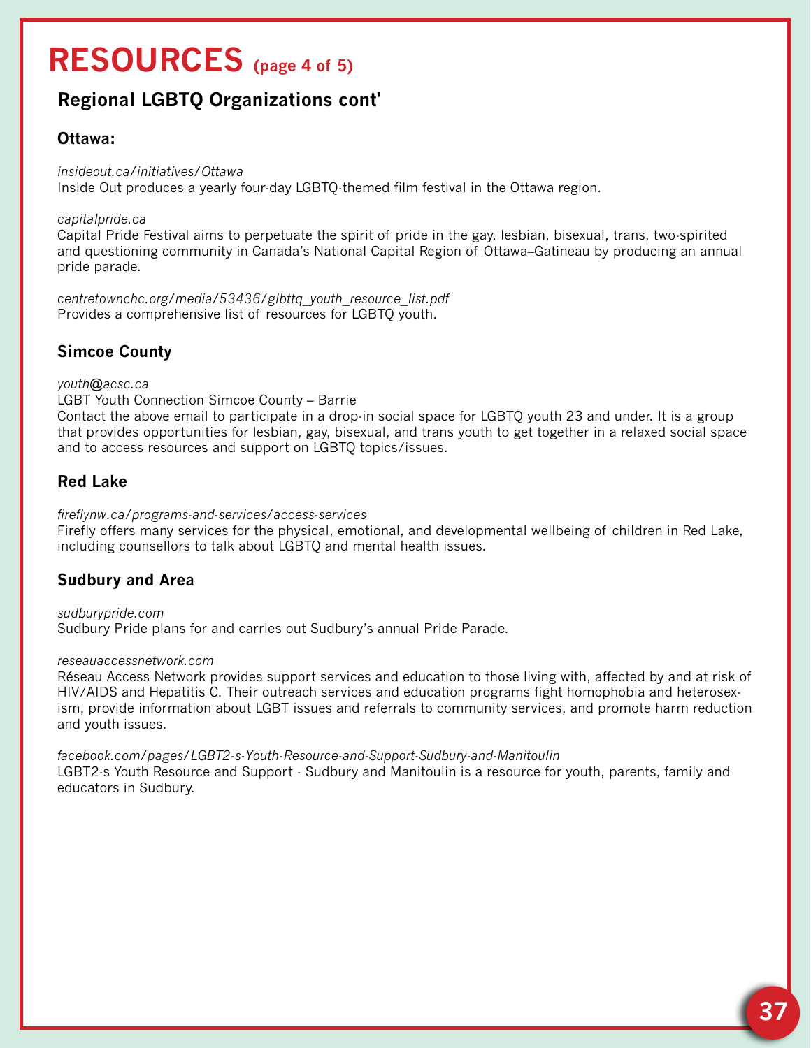# RESOURCES (page 4 of 5)

## Regional LGBTQ Organizations cont'

### Ottawa:

*insideout.ca/initiatives/Ottawa*
Inside Out produces a yearly four-day LGBTQ-themed film festival in the Ottawa region.

*capitalpride.ca*
Capital Pride Festival aims to perpetuate the spirit of pride in the gay, lesbian, bisexual, trans, two-spirited and questioning community in Canada's National Capital Region of Ottawa–Gatineau by producing an annual pride parade.

*centretownchc.org/media/53436/glbttq_youth_resource_list.pdf*
Provides a comprehensive list of resources for LGBTQ youth.

### Simcoe County

*youth@acsc.ca*
LGBT Youth Connection Simcoe County – Barrie
Contact the above email to participate in a drop-in social space for LGBTQ youth 23 and under. It is a group that provides opportunities for lesbian, gay, bisexual, and trans youth to get together in a relaxed social space and to access resources and support on LGBTQ topics/issues.

### Red Lake

*fireflynw.ca/programs-and-services/access-services*
Firefly offers many services for the physical, emotional, and developmental wellbeing of children in Red Lake, including counsellors to talk about LGBTQ and mental health issues.

### Sudbury and Area

*sudburypride.com*
Sudbury Pride plans for and carries out Sudbury's annual Pride Parade.

*reseauaccessnetwork.com*
Réseau Access Network provides support services and education to those living with, affected by and at risk of HIV/AIDS and Hepatitis C. Their outreach services and education programs fight homophobia and heterosexism, provide information about LGBT issues and referrals to community services, and promote harm reduction and youth issues.

*facebook.com/pages/LGBT2-s-Youth-Resource-and-Support-Sudbury-and-Manitoulin*
LGBT2-s Youth Resource and Support - Sudbury and Manitoulin is a resource for youth, parents, family and educators in Sudbury.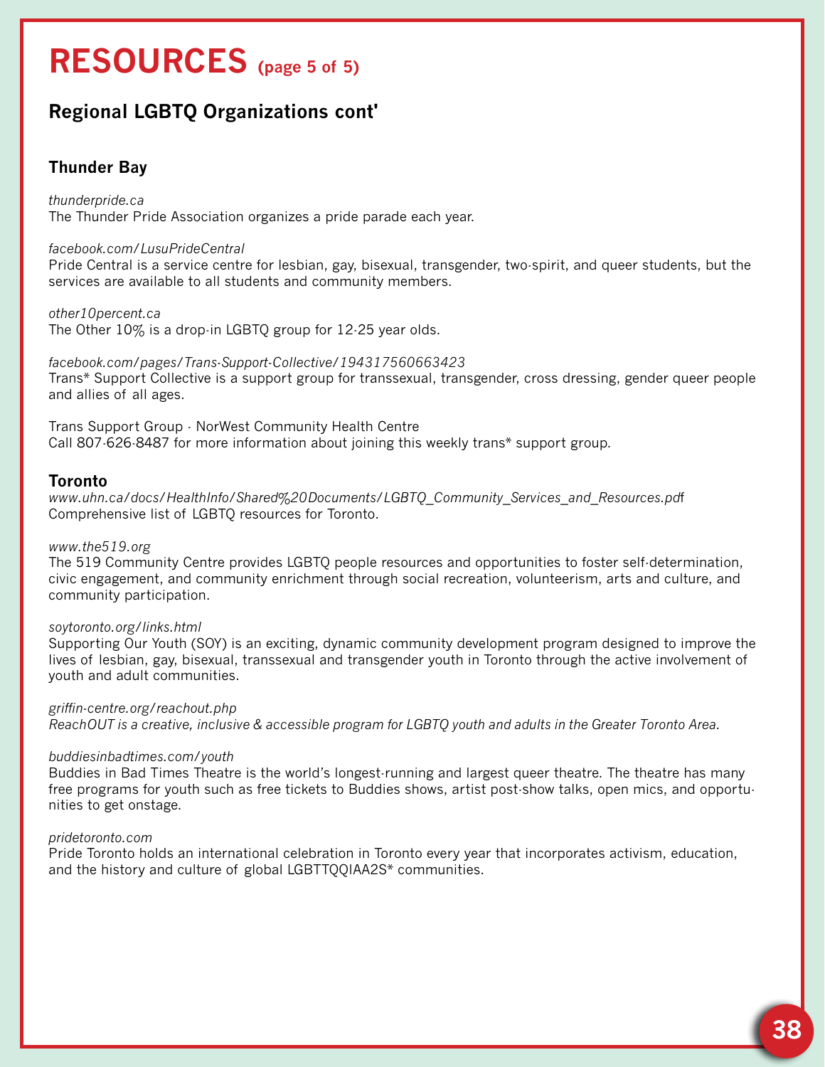# RESOURCES (page 5 of 5)

## Regional LGBTQ Organizations cont'

### Thunder Bay

*thunderpride.ca*
The Thunder Pride Association organizes a pride parade each year.

*facebook.com/LusuPrideCentral*
Pride Central is a service centre for lesbian, gay, bisexual, transgender, two-spirit, and queer students, but the services are available to all students and community members.

*other10percent.ca*
The Other 10% is a drop-in LGBTQ group for 12-25 year olds.

*facebook.com/pages/Trans-Support-Collective/194317560663423*
Trans* Support Collective is a support group for transsexual, transgender, cross dressing, gender queer people and allies of all ages.

Trans Support Group - NorWest Community Health Centre
Call 807-626-8487 for more information about joining this weekly trans* support group.

### Toronto

*www.uhn.ca/docs/HealthInfo/Shared%20Documents/LGBTQ_Community_Services_and_Resources.pdf*
Comprehensive list of LGBTQ resources for Toronto.

*www.the519.org*
The 519 Community Centre provides LGBTQ people resources and opportunities to foster self-determination, civic engagement, and community enrichment through social recreation, volunteerism, arts and culture, and community participation.

*soytoronto.org/links.html*
Supporting Our Youth (SOY) is an exciting, dynamic community development program designed to improve the lives of lesbian, gay, bisexual, transsexual and transgender youth in Toronto through the active involvement of youth and adult communities.

*griffin-centre.org/reachout.php*
*ReachOUT is a creative, inclusive & accessible program for LGBTQ youth and adults in the Greater Toronto Area.*

*buddiesinbadtimes.com/youth*
Buddies in Bad Times Theatre is the world's longest-running and largest queer theatre. The theatre has many free programs for youth such as free tickets to Buddies shows, artist post-show talks, open mics, and opportunities to get onstage.

*pridetoronto.com*
Pride Toronto holds an international celebration in Toronto every year that incorporates activism, education, and the history and culture of global LGBTTQQIAA2S* communities.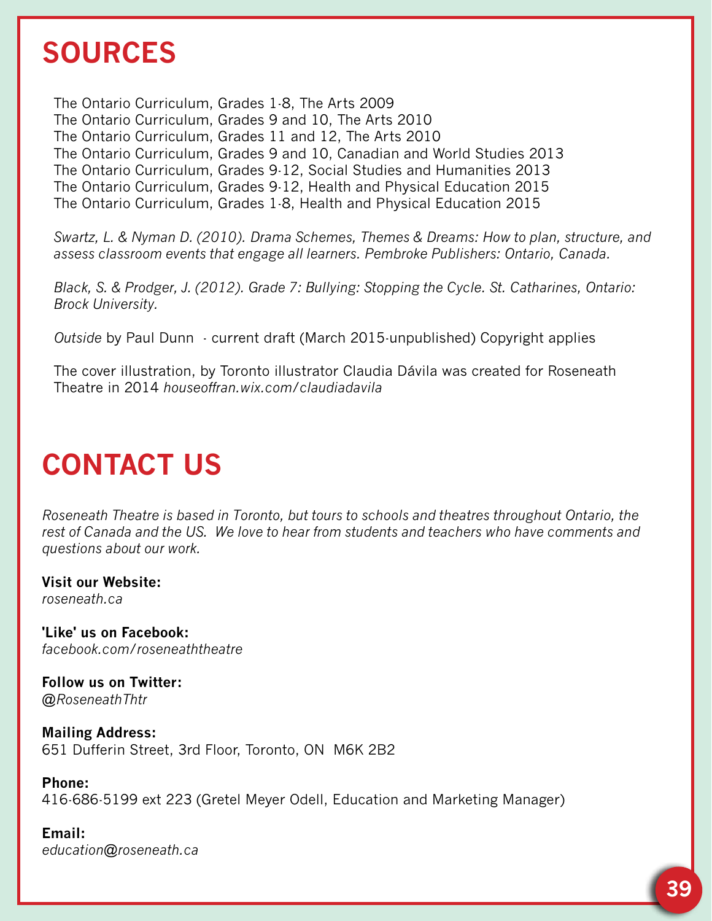## SOURCES

The Ontario Curriculum, Grades 1-8, The Arts 2009
The Ontario Curriculum, Grades 9 and 10, The Arts 2010
The Ontario Curriculum, Grades 11 and 12, The Arts 2010
The Ontario Curriculum, Grades 9 and 10, Canadian and World Studies 2013
The Ontario Curriculum, Grades 9-12, Social Studies and Humanities 2013
The Ontario Curriculum, Grades 9-12, Health and Physical Education 2015
The Ontario Curriculum, Grades 1-8, Health and Physical Education 2015

*Swartz, L. & Nyman D. (2010). Drama Schemes, Themes & Dreams: How to plan, structure, and assess classroom events that engage all learners. Pembroke Publishers: Ontario, Canada.*

*Black, S. & Prodger, J. (2012). Grade 7: Bullying: Stopping the Cycle. St. Catharines, Ontario: Brock University.*

*Outside* by Paul Dunn - current draft (March 2015-unpublished) Copyright applies

The cover illustration, by Toronto illustrator Claudia Dávila was created for Roseneath Theatre in 2014 *houseoffran.wix.com/claudiadavila*

## CONTACT US

*Roseneath Theatre is based in Toronto, but tours to schools and theatres throughout Ontario, the rest of Canada and the US. We love to hear from students and teachers who have comments and questions about our work.*

**Visit our Website:**
*roseneath.ca*

**'Like' us on Facebook:**
*facebook.com/roseneaththeatre*

**Follow us on Twitter:**
*@RoseneathThtr*

**Mailing Address:**
651 Dufferin Street, 3rd Floor, Toronto, ON M6K 2B2

**Phone:**
416-686-5199 ext 223 (Gretel Meyer Odell, Education and Marketing Manager)

**Email:**
*education@roseneath.ca*